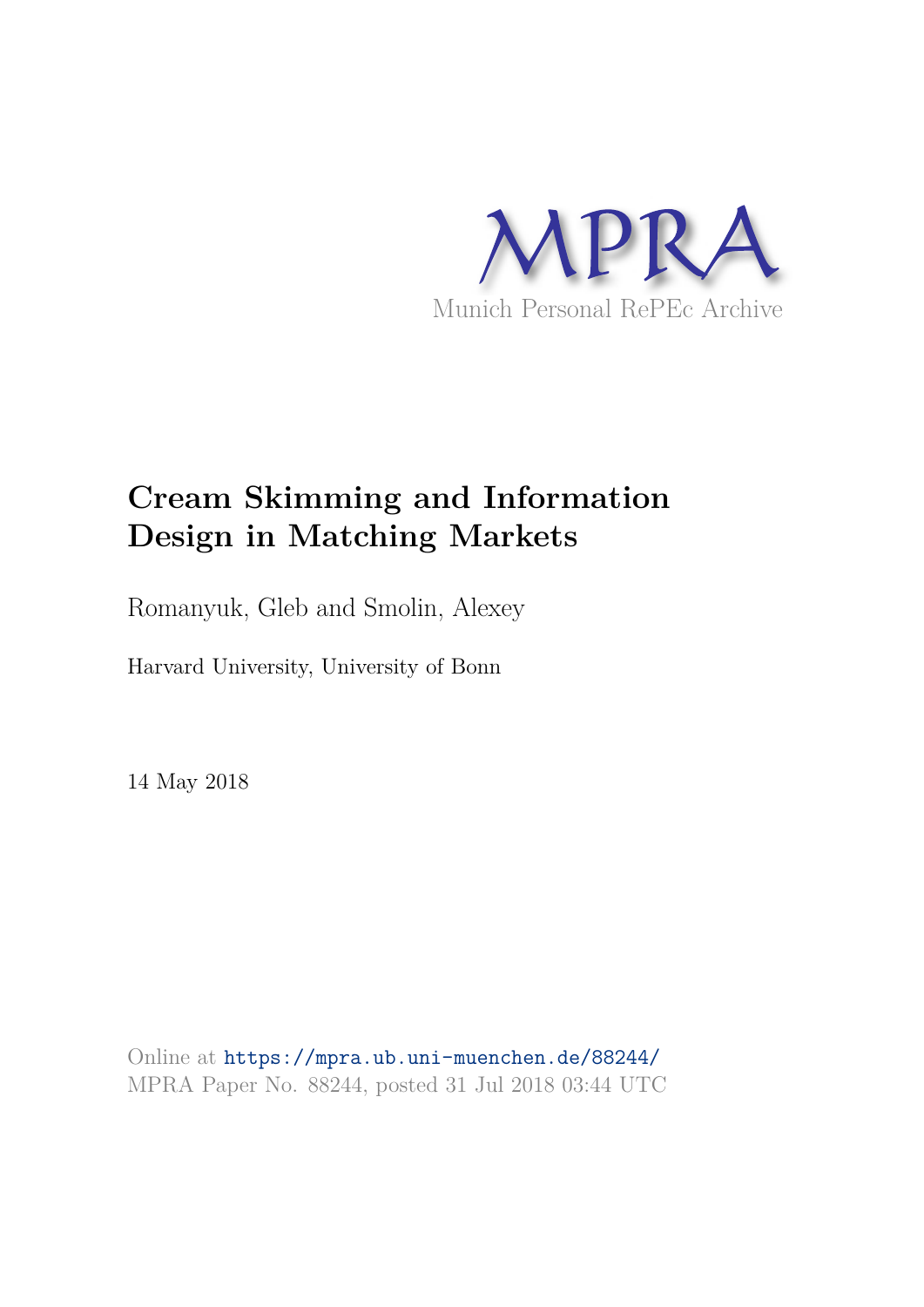MPRA

Munich Personal RePEc Archive

# Cream Skimming and Information Design in Matching Markets

Romanyuk, Gleb and Smolin, Alexey

Harvard University, University of Bonn

14 May 2018

Online at https://mpra.ub.uni-muenchen.de/88244/
MPRA Paper No. 88244, posted 31 Jul 2018 03:44 UTC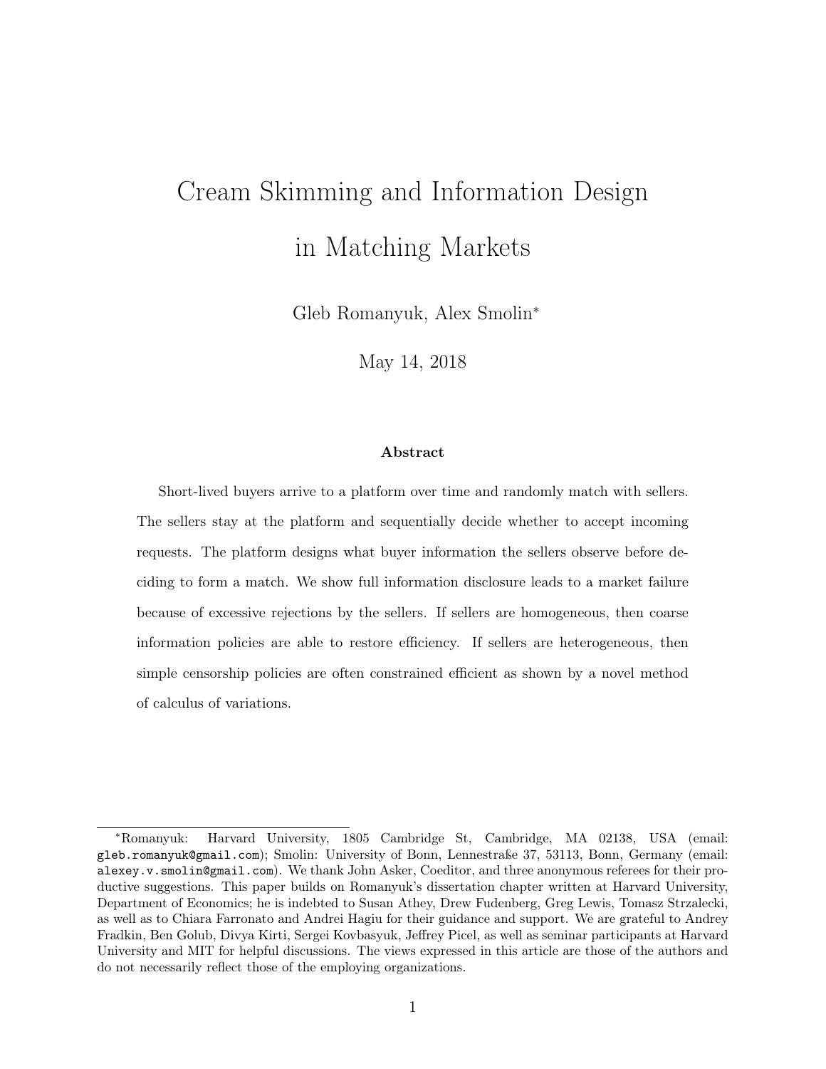# Cream Skimming and Information Design in Matching Markets

Gleb Romanyuk, Alex Smolin*

May 14, 2018

**Abstract**

Short-lived buyers arrive to a platform over time and randomly match with sellers. The sellers stay at the platform and sequentially decide whether to accept incoming requests. The platform designs what buyer information the sellers observe before deciding to form a match. We show full information disclosure leads to a market failure because of excessive rejections by the sellers. If sellers are homogeneous, then coarse information policies are able to restore efficiency. If sellers are heterogeneous, then simple censorship policies are often constrained efficient as shown by a novel method of calculus of variations.

---

*Romanyuk: Harvard University, 1805 Cambridge St, Cambridge, MA 02138, USA (email: gleb.romanyuk@gmail.com); Smolin: University of Bonn, Lennestraße 37, 53113, Bonn, Germany (email: alexey.v.smolin@gmail.com). We thank John Asker, Coeditor, and three anonymous referees for their productive suggestions. This paper builds on Romanyuk's dissertation chapter written at Harvard University, Department of Economics; he is indebted to Susan Athey, Drew Fudenberg, Greg Lewis, Tomasz Strzalecki, as well as to Chiara Farronato and Andrei Hagiu for their guidance and support. We are grateful to Andrey Fradkin, Ben Golub, Divya Kirti, Sergei Kovbasyuk, Jeffrey Picel, as well as seminar participants at Harvard University and MIT for helpful discussions. The views expressed in this article are those of the authors and do not necessarily reflect those of the employing organizations.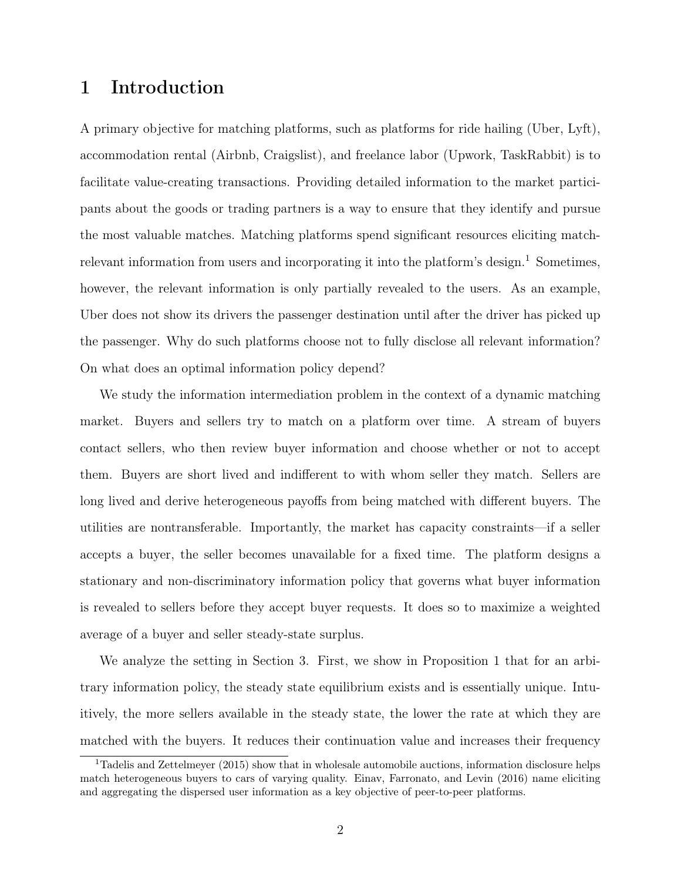# 1 Introduction

A primary objective for matching platforms, such as platforms for ride hailing (Uber, Lyft), accommodation rental (Airbnb, Craigslist), and freelance labor (Upwork, TaskRabbit) is to facilitate value-creating transactions. Providing detailed information to the market participants about the goods or trading partners is a way to ensure that they identify and pursue the most valuable matches. Matching platforms spend significant resources eliciting match-relevant information from users and incorporating it into the platform's design.[1] Sometimes, however, the relevant information is only partially revealed to the users. As an example, Uber does not show its drivers the passenger destination until after the driver has picked up the passenger. Why do such platforms choose not to fully disclose all relevant information? On what does an optimal information policy depend?

We study the information intermediation problem in the context of a dynamic matching market. Buyers and sellers try to match on a platform over time. A stream of buyers contact sellers, who then review buyer information and choose whether or not to accept them. Buyers are short lived and indifferent to with whom seller they match. Sellers are long lived and derive heterogeneous payoffs from being matched with different buyers. The utilities are nontransferable. Importantly, the market has capacity constraints—if a seller accepts a buyer, the seller becomes unavailable for a fixed time. The platform designs a stationary and non-discriminatory information policy that governs what buyer information is revealed to sellers before they accept buyer requests. It does so to maximize a weighted average of a buyer and seller steady-state surplus.

We analyze the setting in Section 3. First, we show in Proposition 1 that for an arbitrary information policy, the steady state equilibrium exists and is essentially unique. Intuitively, the more sellers available in the steady state, the lower the rate at which they are matched with the buyers. It reduces their continuation value and increases their frequency

[1] Tadelis and Zettelmeyer (2015) show that in wholesale automobile auctions, information disclosure helps match heterogeneous buyers to cars of varying quality. Einav, Farronato, and Levin (2016) name eliciting and aggregating the dispersed user information as a key objective of peer-to-peer platforms.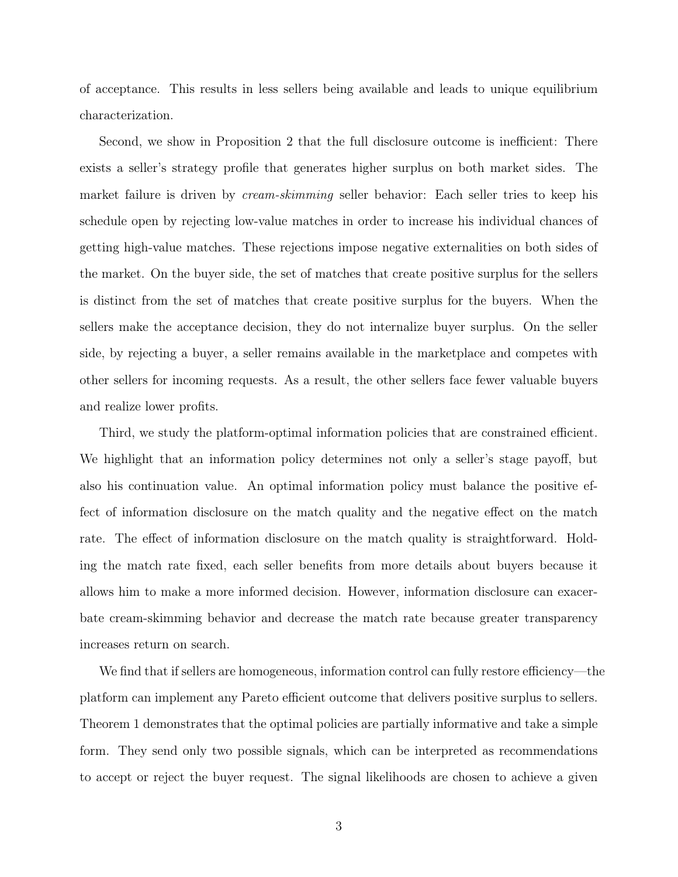of acceptance. This results in less sellers being available and leads to unique equilibrium characterization.

Second, we show in Proposition 2 that the full disclosure outcome is inefficient: There exists a seller's strategy profile that generates higher surplus on both market sides. The market failure is driven by *cream-skimming* seller behavior: Each seller tries to keep his schedule open by rejecting low-value matches in order to increase his individual chances of getting high-value matches. These rejections impose negative externalities on both sides of the market. On the buyer side, the set of matches that create positive surplus for the sellers is distinct from the set of matches that create positive surplus for the buyers. When the sellers make the acceptance decision, they do not internalize buyer surplus. On the seller side, by rejecting a buyer, a seller remains available in the marketplace and competes with other sellers for incoming requests. As a result, the other sellers face fewer valuable buyers and realize lower profits.

Third, we study the platform-optimal information policies that are constrained efficient. We highlight that an information policy determines not only a seller's stage payoff, but also his continuation value. An optimal information policy must balance the positive effect of information disclosure on the match quality and the negative effect on the match rate. The effect of information disclosure on the match quality is straightforward. Holding the match rate fixed, each seller benefits from more details about buyers because it allows him to make a more informed decision. However, information disclosure can exacerbate cream-skimming behavior and decrease the match rate because greater transparency increases return on search.

We find that if sellers are homogeneous, information control can fully restore efficiency—the platform can implement any Pareto efficient outcome that delivers positive surplus to sellers. Theorem 1 demonstrates that the optimal policies are partially informative and take a simple form. They send only two possible signals, which can be interpreted as recommendations to accept or reject the buyer request. The signal likelihoods are chosen to achieve a given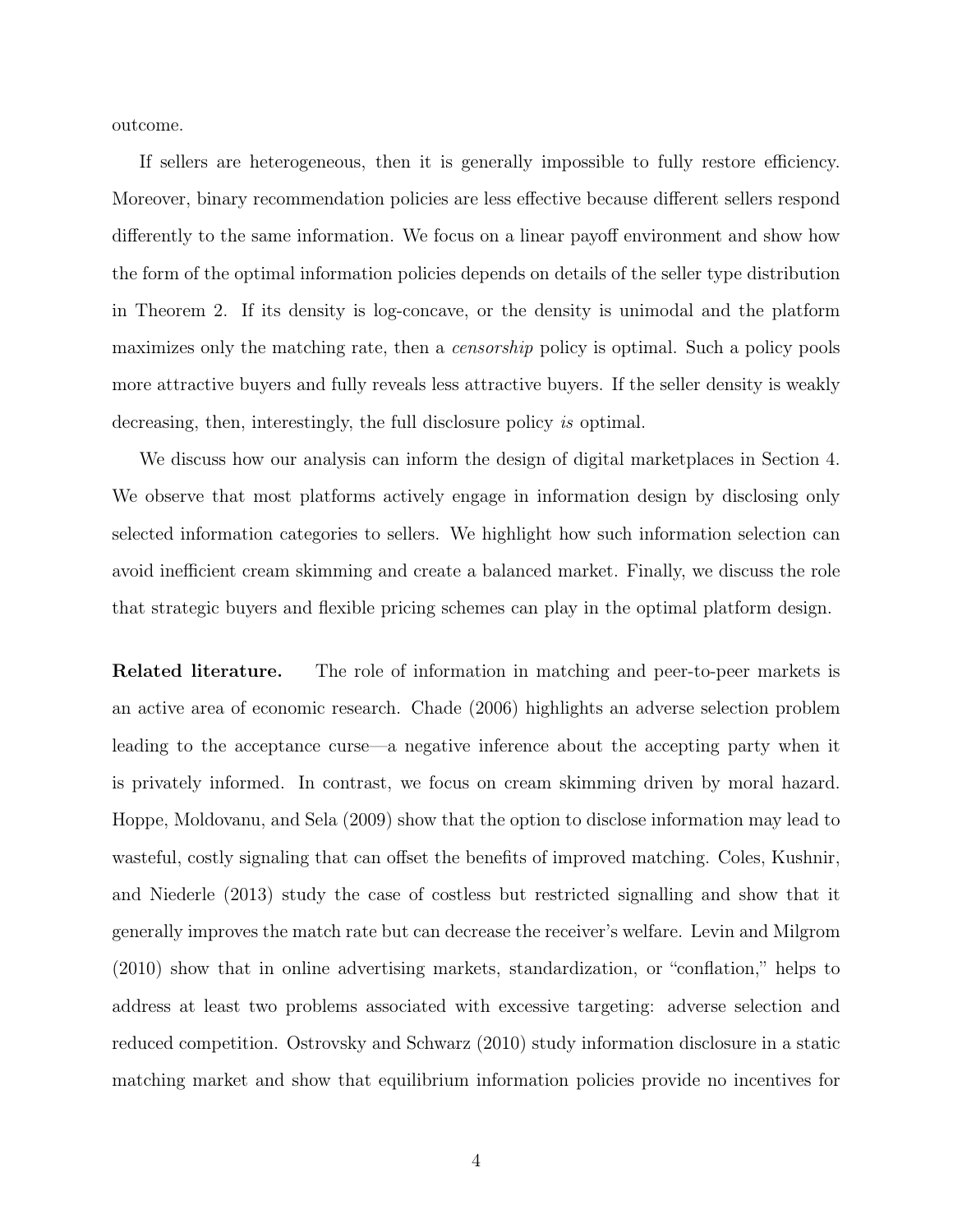outcome.

If sellers are heterogeneous, then it is generally impossible to fully restore efficiency. Moreover, binary recommendation policies are less effective because different sellers respond differently to the same information. We focus on a linear payoff environment and show how the form of the optimal information policies depends on details of the seller type distribution in Theorem 2. If its density is log-concave, or the density is unimodal and the platform maximizes only the matching rate, then a *censorship* policy is optimal. Such a policy pools more attractive buyers and fully reveals less attractive buyers. If the seller density is weakly decreasing, then, interestingly, the full disclosure policy *is* optimal.

We discuss how our analysis can inform the design of digital marketplaces in Section 4. We observe that most platforms actively engage in information design by disclosing only selected information categories to sellers. We highlight how such information selection can avoid inefficient cream skimming and create a balanced market. Finally, we discuss the role that strategic buyers and flexible pricing schemes can play in the optimal platform design.

**Related literature.** The role of information in matching and peer-to-peer markets is an active area of economic research. Chade (2006) highlights an adverse selection problem leading to the acceptance curse—a negative inference about the accepting party when it is privately informed. In contrast, we focus on cream skimming driven by moral hazard. Hoppe, Moldovanu, and Sela (2009) show that the option to disclose information may lead to wasteful, costly signaling that can offset the benefits of improved matching. Coles, Kushnir, and Niederle (2013) study the case of costless but restricted signalling and show that it generally improves the match rate but can decrease the receiver's welfare. Levin and Milgrom (2010) show that in online advertising markets, standardization, or "conflation," helps to address at least two problems associated with excessive targeting: adverse selection and reduced competition. Ostrovsky and Schwarz (2010) study information disclosure in a static matching market and show that equilibrium information policies provide no incentives for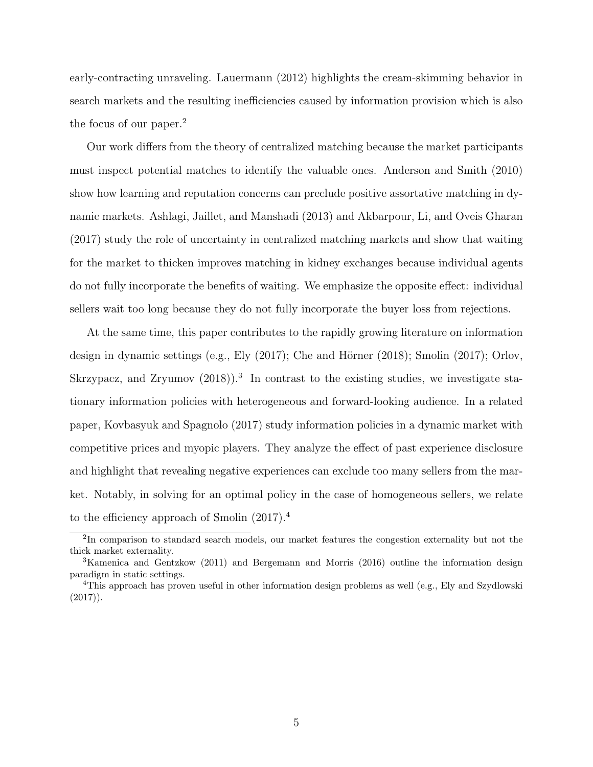early-contracting unraveling. Lauermann (2012) highlights the cream-skimming behavior in search markets and the resulting inefficiencies caused by information provision which is also the focus of our paper.[2]

Our work differs from the theory of centralized matching because the market participants must inspect potential matches to identify the valuable ones. Anderson and Smith (2010) show how learning and reputation concerns can preclude positive assortative matching in dynamic markets. Ashlagi, Jaillet, and Manshadi (2013) and Akbarpour, Li, and Oveis Gharan (2017) study the role of uncertainty in centralized matching markets and show that waiting for the market to thicken improves matching in kidney exchanges because individual agents do not fully incorporate the benefits of waiting. We emphasize the opposite effect: individual sellers wait too long because they do not fully incorporate the buyer loss from rejections.

At the same time, this paper contributes to the rapidly growing literature on information design in dynamic settings (e.g., Ely (2017); Che and Hörner (2018); Smolin (2017); Orlov, Skrzypacz, and Zryumov (2018)).[3] In contrast to the existing studies, we investigate stationary information policies with heterogeneous and forward-looking audience. In a related paper, Kovbasyuk and Spagnolo (2017) study information policies in a dynamic market with competitive prices and myopic players. They analyze the effect of past experience disclosure and highlight that revealing negative experiences can exclude too many sellers from the market. Notably, in solving for an optimal policy in the case of homogeneous sellers, we relate to the efficiency approach of Smolin (2017).[4]

[2]In comparison to standard search models, our market features the congestion externality but not the thick market externality.

[3]Kamenica and Gentzkow (2011) and Bergemann and Morris (2016) outline the information design paradigm in static settings.

[4]This approach has proven useful in other information design problems as well (e.g., Ely and Szydlowski (2017)).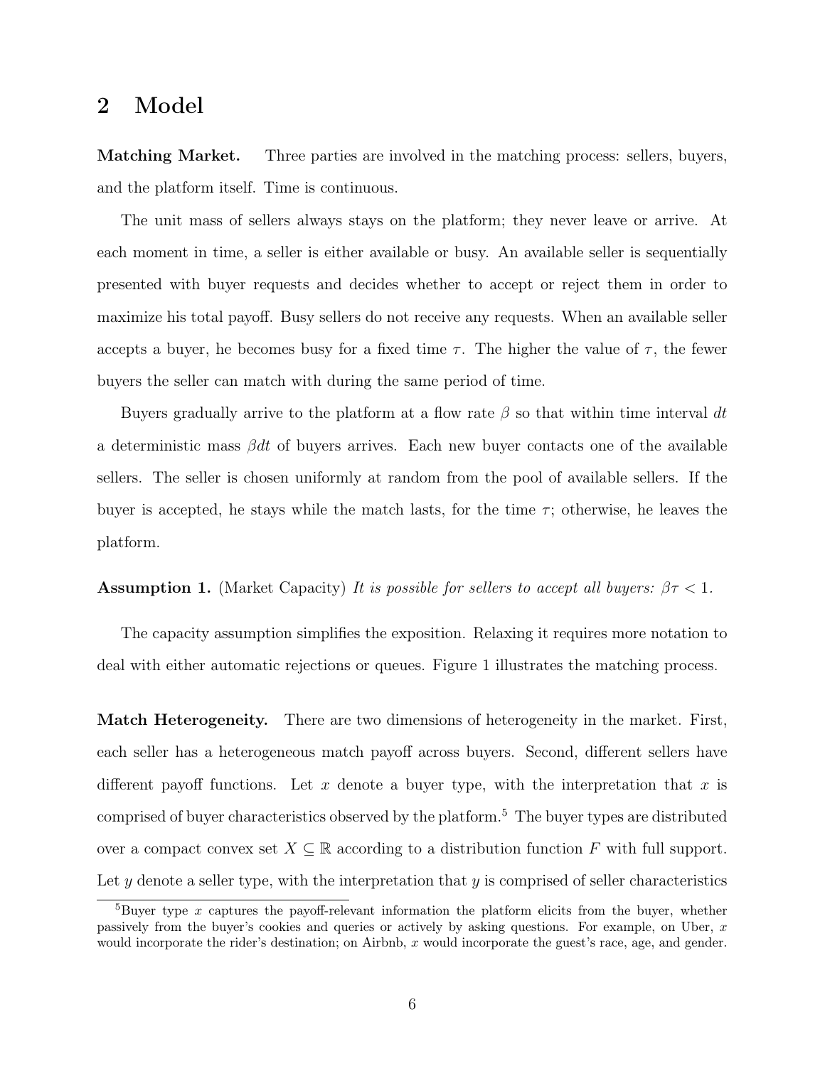## 2 Model

**Matching Market.** Three parties are involved in the matching process: sellers, buyers, and the platform itself. Time is continuous.

The unit mass of sellers always stays on the platform; they never leave or arrive. At each moment in time, a seller is either available or busy. An available seller is sequentially presented with buyer requests and decides whether to accept or reject them in order to maximize his total payoff. Busy sellers do not receive any requests. When an available seller accepts a buyer, he becomes busy for a fixed time $\tau$. The higher the value of $\tau$, the fewer buyers the seller can match with during the same period of time.

Buyers gradually arrive to the platform at a flow rate $\beta$ so that within time interval $dt$ a deterministic mass $\beta dt$ of buyers arrives. Each new buyer contacts one of the available sellers. The seller is chosen uniformly at random from the pool of available sellers. If the buyer is accepted, he stays while the match lasts, for the time $\tau$; otherwise, he leaves the platform.

**Assumption 1.** (Market Capacity) *It is possible for sellers to accept all buyers: $\beta\tau < 1$.*

The capacity assumption simplifies the exposition. Relaxing it requires more notation to deal with either automatic rejections or queues. Figure 1 illustrates the matching process.

**Match Heterogeneity.** There are two dimensions of heterogeneity in the market. First, each seller has a heterogeneous match payoff across buyers. Second, different sellers have different payoff functions. Let $x$ denote a buyer type, with the interpretation that $x$ is comprised of buyer characteristics observed by the platform.[5] The buyer types are distributed over a compact convex set $X \subseteq \mathbb{R}$ according to a distribution function $F$ with full support. Let $y$ denote a seller type, with the interpretation that $y$ is comprised of seller characteristics

[5] Buyer type $x$ captures the payoff-relevant information the platform elicits from the buyer, whether passively from the buyer's cookies and queries or actively by asking questions. For example, on Uber, $x$ would incorporate the rider's destination; on Airbnb, $x$ would incorporate the guest's race, age, and gender.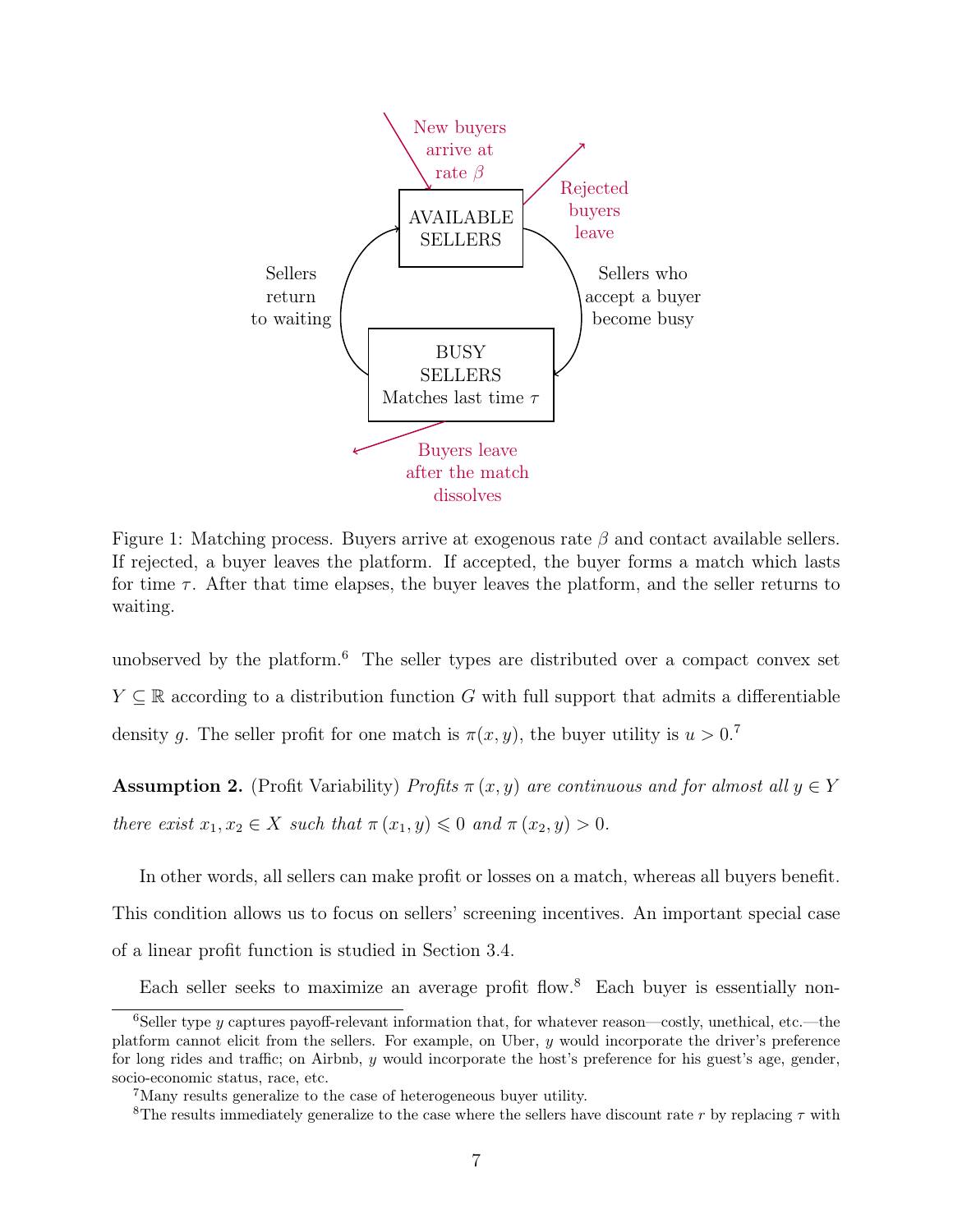Figure 1: Matching process. Buyers arrive at exogenous rate $\beta$ and contact available sellers. If rejected, a buyer leaves the platform. If accepted, the buyer forms a match which lasts for time $\tau$. After that time elapses, the buyer leaves the platform, and the seller returns to waiting.

unobserved by the platform.[6] The seller types are distributed over a compact convex set $Y \subseteq \mathbb{R}$ according to a distribution function $G$ with full support that admits a differentiable density $g$. The seller profit for one match is $\pi(x, y)$, the buyer utility is $u > 0$.[7]

**Assumption 2.** (Profit Variability) *Profits $\pi(x, y)$ are continuous and for almost all $y \in Y$ there exist $x_1, x_2 \in X$ such that $\pi(x_1, y) \leqslant 0$ and $\pi(x_2, y) > 0$.*

In other words, all sellers can make profit or losses on a match, whereas all buyers benefit. This condition allows us to focus on sellers' screening incentives. An important special case of a linear profit function is studied in Section 3.4.

Each seller seeks to maximize an average profit flow.[8] Each buyer is essentially non-

[6] Seller type $y$ captures payoff-relevant information that, for whatever reason—costly, unethical, etc.—the platform cannot elicit from the sellers. For example, on Uber, $y$ would incorporate the driver's preference for long rides and traffic; on Airbnb, $y$ would incorporate the host's preference for his guest's age, gender, socio-economic status, race, etc.

[7] Many results generalize to the case of heterogeneous buyer utility.

[8] The results immediately generalize to the case where the sellers have discount rate $r$ by replacing $\tau$ with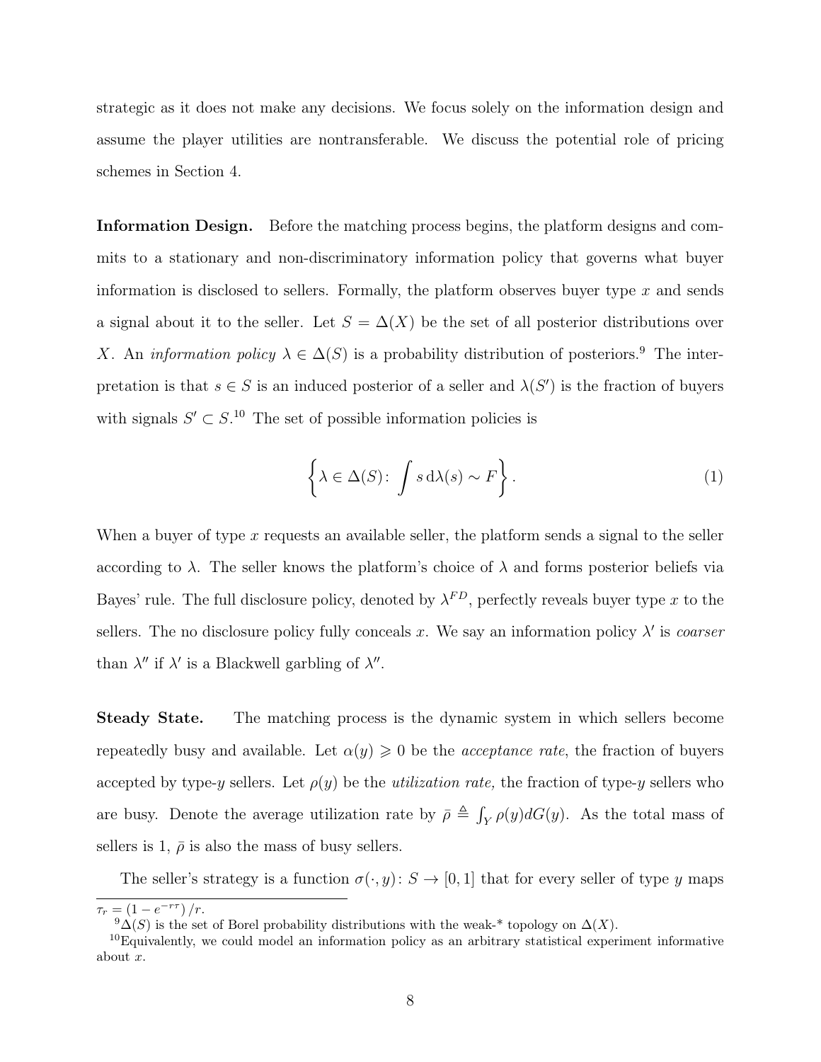strategic as it does not make any decisions. We focus solely on the information design and assume the player utilities are nontransferable. We discuss the potential role of pricing schemes in Section 4.

**Information Design.** Before the matching process begins, the platform designs and commits to a stationary and non-discriminatory information policy that governs what buyer information is disclosed to sellers. Formally, the platform observes buyer type $x$ and sends a signal about it to the seller. Let $S = \Delta(X)$ be the set of all posterior distributions over $X$. An *information policy* $\lambda \in \Delta(S)$ is a probability distribution of posteriors.[9] The interpretation is that $s \in S$ is an induced posterior of a seller and $\lambda(S')$ is the fraction of buyers with signals $S' \subset S$.[10] The set of possible information policies is

$$\left\{ \lambda \in \Delta(S) \colon \int s \, \mathrm{d}\lambda(s) \sim F \right\}. \tag{1}$$

When a buyer of type $x$ requests an available seller, the platform sends a signal to the seller according to $\lambda$. The seller knows the platform's choice of $\lambda$ and forms posterior beliefs via Bayes' rule. The full disclosure policy, denoted by $\lambda^{FD}$, perfectly reveals buyer type $x$ to the sellers. The no disclosure policy fully conceals $x$. We say an information policy $\lambda'$ is *coarser* than $\lambda''$ if $\lambda'$ is a Blackwell garbling of $\lambda''$.

**Steady State.** The matching process is the dynamic system in which sellers become repeatedly busy and available. Let $\alpha(y) \geqslant 0$ be the *acceptance rate*, the fraction of buyers accepted by type-$y$ sellers. Let $\rho(y)$ be the *utilization rate,* the fraction of type-$y$ sellers who are busy. Denote the average utilization rate by $\bar{\rho} \triangleq \int_Y \rho(y) dG(y)$. As the total mass of sellers is 1, $\bar{\rho}$ is also the mass of busy sellers.

The seller's strategy is a function $\sigma(\cdot, y) \colon S \to [0, 1]$ that for every seller of type $y$ maps

---

$\tau_r = \left(1 - e^{-r\tau}\right)/r$.

[9] $\Delta(S)$ is the set of Borel probability distributions with the weak-* topology on $\Delta(X)$.

[10] Equivalently, we could model an information policy as an arbitrary statistical experiment informative about $x$.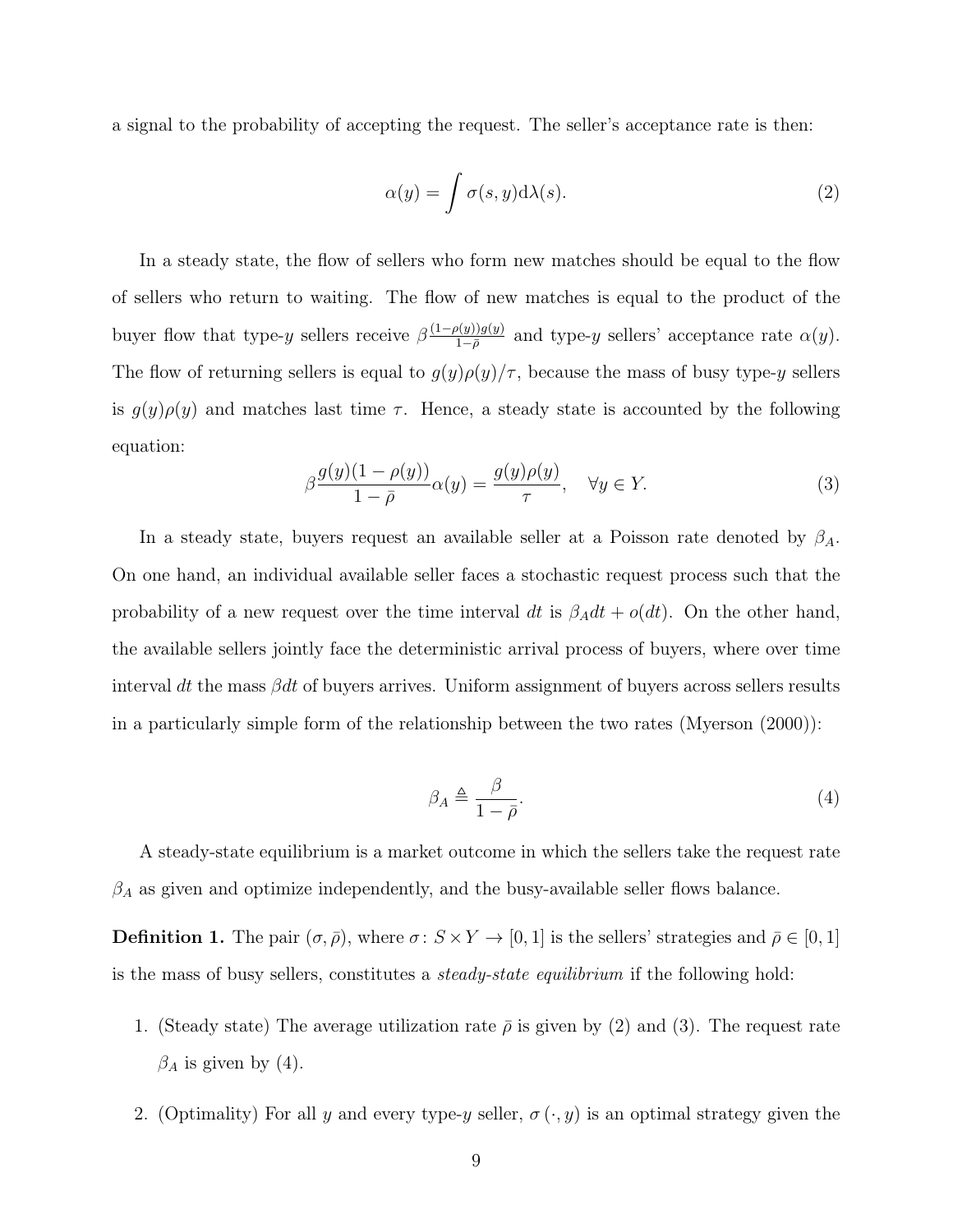a signal to the probability of accepting the request. The seller's acceptance rate is then:

$$\alpha(y) = \int \sigma(s, y) \mathrm{d}\lambda(s). \tag{2}$$

In a steady state, the flow of sellers who form new matches should be equal to the flow of sellers who return to waiting. The flow of new matches is equal to the product of the buyer flow that type-$y$ sellers receive $\beta \frac{(1-\rho(y))g(y)}{1-\bar{\rho}}$ and type-$y$ sellers' acceptance rate $\alpha(y)$. The flow of returning sellers is equal to $g(y)\rho(y)/\tau$, because the mass of busy type-$y$ sellers is $g(y)\rho(y)$ and matches last time $\tau$. Hence, a steady state is accounted by the following equation:

$$\beta \frac{g(y)(1-\rho(y))}{1-\bar{\rho}} \alpha(y) = \frac{g(y)\rho(y)}{\tau}, \quad \forall y \in Y. \tag{3}$$

In a steady state, buyers request an available seller at a Poisson rate denoted by $\beta_A$. On one hand, an individual available seller faces a stochastic request process such that the probability of a new request over the time interval $dt$ is $\beta_A dt + o(dt)$. On the other hand, the available sellers jointly face the deterministic arrival process of buyers, where over time interval $dt$ the mass $\beta dt$ of buyers arrives. Uniform assignment of buyers across sellers results in a particularly simple form of the relationship between the two rates (Myerson (2000)):

$$\beta_A \triangleq \frac{\beta}{1-\bar{\rho}}. \tag{4}$$

A steady-state equilibrium is a market outcome in which the sellers take the request rate $\beta_A$ as given and optimize independently, and the busy-available seller flows balance.

**Definition 1.** The pair $(\sigma, \bar{\rho})$, where $\sigma \colon S \times Y \to [0, 1]$ is the sellers' strategies and $\bar{\rho} \in [0, 1]$ is the mass of busy sellers, constitutes a *steady-state equilibrium* if the following hold:

1. (Steady state) The average utilization rate $\bar{\rho}$ is given by (2) and (3). The request rate $\beta_A$ is given by (4).

2. (Optimality) For all $y$ and every type-$y$ seller, $\sigma(\cdot, y)$ is an optimal strategy given the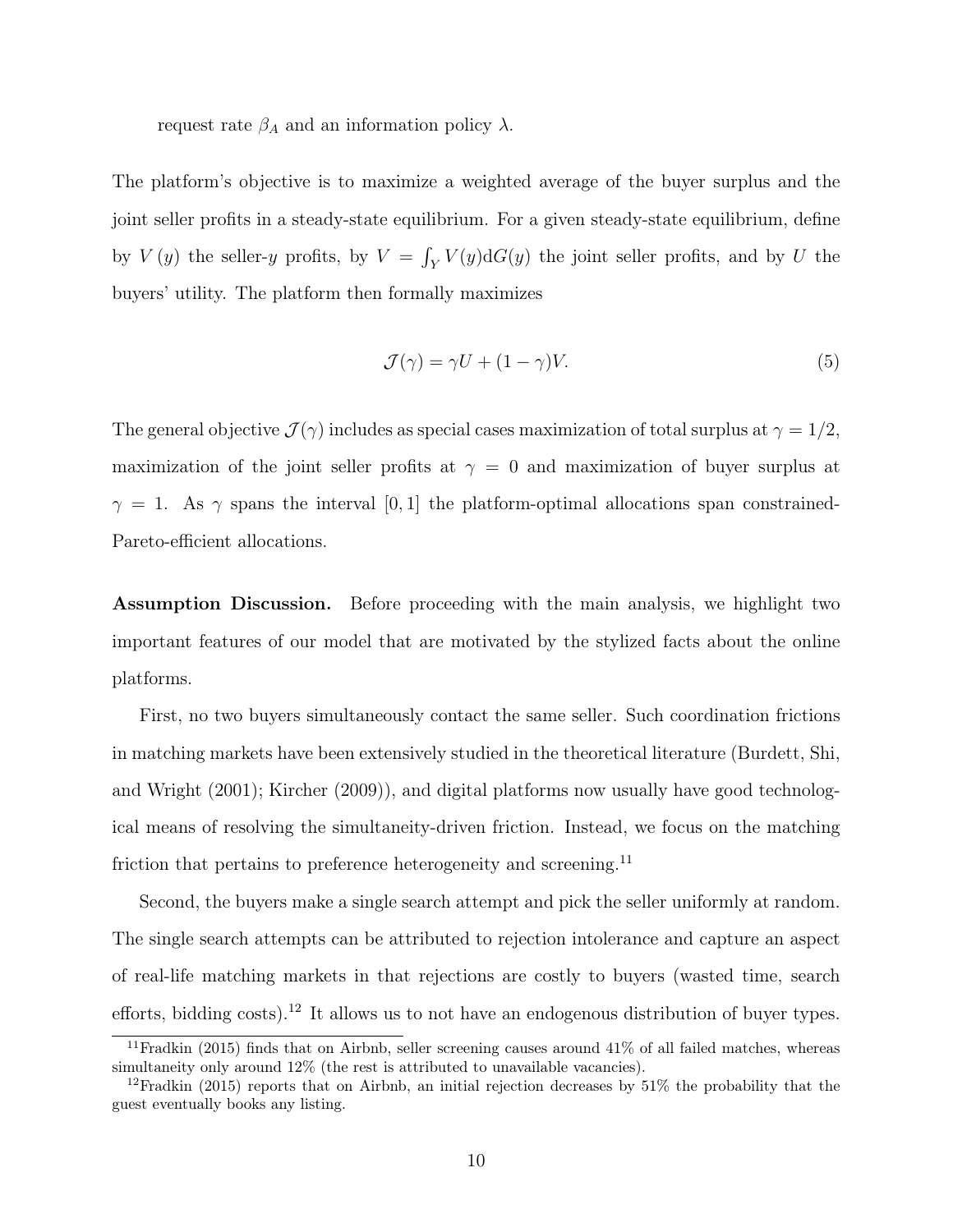request rate $\beta_A$ and an information policy $\lambda$.

The platform's objective is to maximize a weighted average of the buyer surplus and the joint seller profits in a steady-state equilibrium. For a given steady-state equilibrium, define by $V(y)$ the seller-$y$ profits, by $V = \int_Y V(y) \mathrm{d}G(y)$ the joint seller profits, and by $U$ the buyers' utility. The platform then formally maximizes

$$\mathcal{J}(\gamma) = \gamma U + (1-\gamma)V. \tag{5}$$

The general objective $\mathcal{J}(\gamma)$ includes as special cases maximization of total surplus at $\gamma = 1/2$, maximization of the joint seller profits at $\gamma = 0$ and maximization of buyer surplus at $\gamma = 1$. As $\gamma$ spans the interval $[0, 1]$ the platform-optimal allocations span constrained-Pareto-efficient allocations.

**Assumption Discussion.** Before proceeding with the main analysis, we highlight two important features of our model that are motivated by the stylized facts about the online platforms.

First, no two buyers simultaneously contact the same seller. Such coordination frictions in matching markets have been extensively studied in the theoretical literature (Burdett, Shi, and Wright (2001); Kircher (2009)), and digital platforms now usually have good technological means of resolving the simultaneity-driven friction. Instead, we focus on the matching friction that pertains to preference heterogeneity and screening.[11]

Second, the buyers make a single search attempt and pick the seller uniformly at random. The single search attempts can be attributed to rejection intolerance and capture an aspect of real-life matching markets in that rejections are costly to buyers (wasted time, search efforts, bidding costs).[12] It allows us to not have an endogenous distribution of buyer types.

[11] Fradkin (2015) finds that on Airbnb, seller screening causes around 41% of all failed matches, whereas simultaneity only around 12% (the rest is attributed to unavailable vacancies).

[12] Fradkin (2015) reports that on Airbnb, an initial rejection decreases by 51% the probability that the guest eventually books any listing.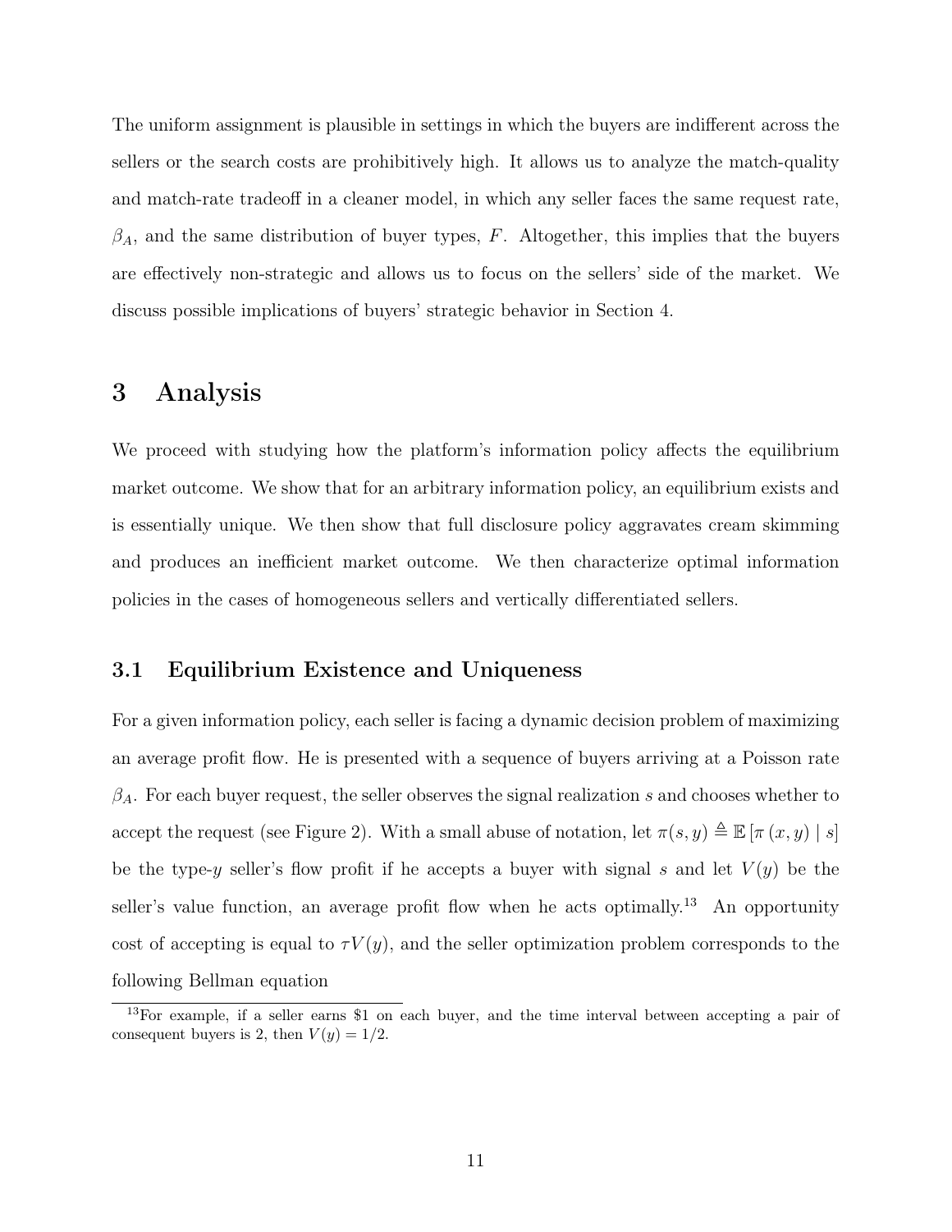The uniform assignment is plausible in settings in which the buyers are indifferent across the sellers or the search costs are prohibitively high. It allows us to analyze the match-quality and match-rate tradeoff in a cleaner model, in which any seller faces the same request rate, $\beta_A$, and the same distribution of buyer types, $F$. Altogether, this implies that the buyers are effectively non-strategic and allows us to focus on the sellers' side of the market. We discuss possible implications of buyers' strategic behavior in Section 4.

# 3 Analysis

We proceed with studying how the platform's information policy affects the equilibrium market outcome. We show that for an arbitrary information policy, an equilibrium exists and is essentially unique. We then show that full disclosure policy aggravates cream skimming and produces an inefficient market outcome. We then characterize optimal information policies in the cases of homogeneous sellers and vertically differentiated sellers.

## 3.1 Equilibrium Existence and Uniqueness

For a given information policy, each seller is facing a dynamic decision problem of maximizing an average profit flow. He is presented with a sequence of buyers arriving at a Poisson rate $\beta_A$. For each buyer request, the seller observes the signal realization $s$ and chooses whether to accept the request (see Figure 2). With a small abuse of notation, let $\pi(s, y) \triangleq \mathbb{E}[\pi(x, y) \mid s]$ be the type-$y$ seller's flow profit if he accepts a buyer with signal $s$ and let $V(y)$ be the seller's value function, an average profit flow when he acts optimally.[13] An opportunity cost of accepting is equal to $\tau V(y)$, and the seller optimization problem corresponds to the following Bellman equation

[13] For example, if a seller earns \$1 on each buyer, and the time interval between accepting a pair of consequent buyers is 2, then $V(y) = 1/2$.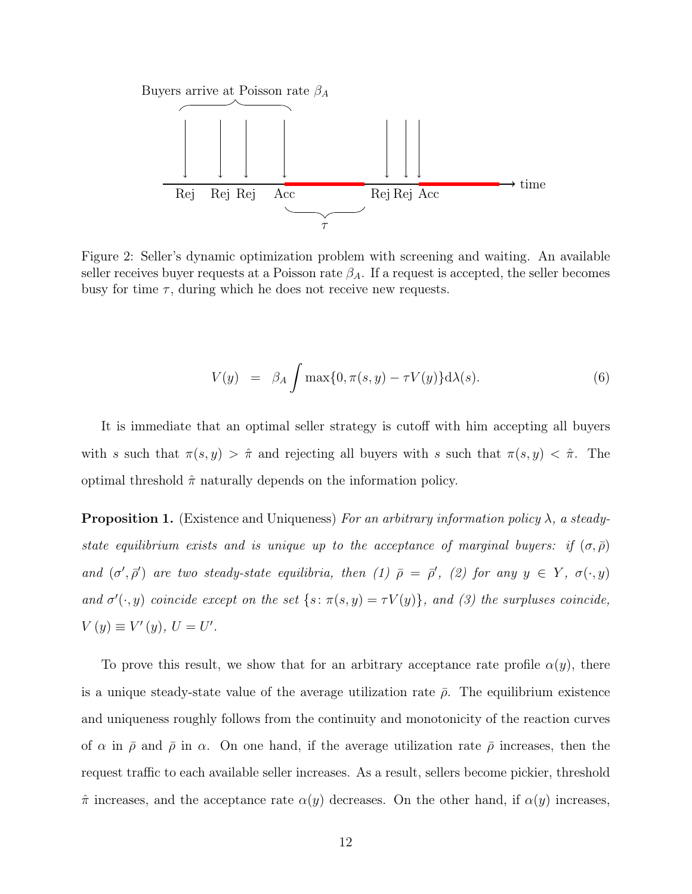Figure 2: Seller's dynamic optimization problem with screening and waiting. An available seller receives buyer requests at a Poisson rate $\beta_A$. If a request is accepted, the seller becomes busy for time $\tau$, during which he does not receive new requests.

$$V(y) \;\;=\;\; \beta_A \int \max\{0, \pi(s,y) - \tau V(y)\} \mathrm{d}\lambda(s). \tag{6}$$

It is immediate that an optimal seller strategy is cutoff with him accepting all buyers with $s$ such that $\pi(s,y) > \hat{\pi}$ and rejecting all buyers with $s$ such that $\pi(s,y) < \hat{\pi}$. The optimal threshold $\hat{\pi}$ naturally depends on the information policy.

**Proposition 1.** (Existence and Uniqueness) *For an arbitrary information policy $\lambda$, a steady-state equilibrium exists and is unique up to the acceptance of marginal buyers: if $(\sigma, \bar{\rho})$ and $(\sigma', \bar{\rho}')$ are two steady-state equilibria, then (1) $\bar{\rho} = \bar{\rho}'$, (2) for any $y \in Y$, $\sigma(\cdot, y)$ and $\sigma'(\cdot, y)$ coincide except on the set $\{s \colon \pi(s,y) = \tau V(y)\}$, and (3) the surpluses coincide, $V(y) \equiv V'(y)$, $U = U'$.*

To prove this result, we show that for an arbitrary acceptance rate profile $\alpha(y)$, there is a unique steady-state value of the average utilization rate $\bar{\rho}$. The equilibrium existence and uniqueness roughly follows from the continuity and monotonicity of the reaction curves of $\alpha$ in $\bar{\rho}$ and $\bar{\rho}$ in $\alpha$. On one hand, if the average utilization rate $\bar{\rho}$ increases, then the request traffic to each available seller increases. As a result, sellers become pickier, threshold $\hat{\pi}$ increases, and the acceptance rate $\alpha(y)$ decreases. On the other hand, if $\alpha(y)$ increases,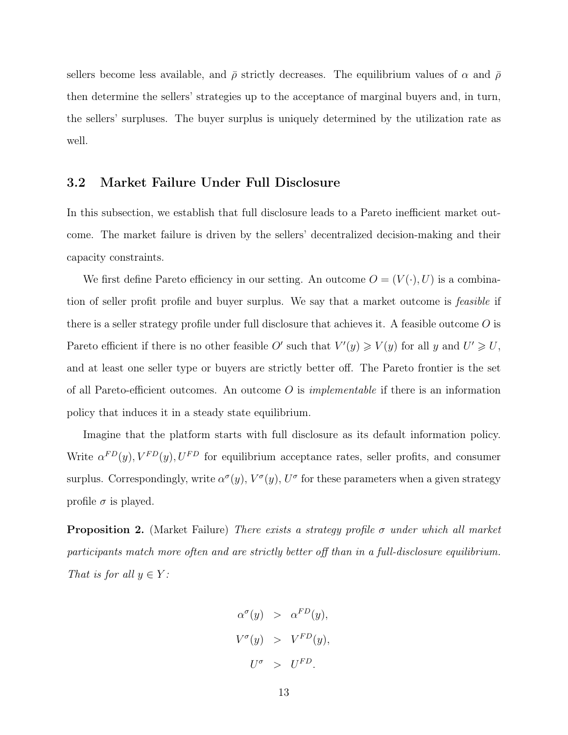sellers become less available, and $\bar{\rho}$ strictly decreases. The equilibrium values of $\alpha$ and $\bar{\rho}$ then determine the sellers' strategies up to the acceptance of marginal buyers and, in turn, the sellers' surpluses. The buyer surplus is uniquely determined by the utilization rate as well.

## 3.2 Market Failure Under Full Disclosure

In this subsection, we establish that full disclosure leads to a Pareto inefficient market outcome. The market failure is driven by the sellers' decentralized decision-making and their capacity constraints.

We first define Pareto efficiency in our setting. An outcome $O = (V(\cdot), U)$ is a combination of seller profit profile and buyer surplus. We say that a market outcome is *feasible* if there is a seller strategy profile under full disclosure that achieves it. A feasible outcome $O$ is Pareto efficient if there is no other feasible $O'$ such that $V'(y) \geqslant V(y)$ for all $y$ and $U' \geqslant U$, and at least one seller type or buyers are strictly better off. The Pareto frontier is the set of all Pareto-efficient outcomes. An outcome $O$ is *implementable* if there is an information policy that induces it in a steady state equilibrium.

Imagine that the platform starts with full disclosure as its default information policy. Write $\alpha^{FD}(y), V^{FD}(y), U^{FD}$ for equilibrium acceptance rates, seller profits, and consumer surplus. Correspondingly, write $\alpha^{\sigma}(y)$, $V^{\sigma}(y)$, $U^{\sigma}$ for these parameters when a given strategy profile $\sigma$ is played.

**Proposition 2.** (Market Failure) *There exists a strategy profile $\sigma$ under which all market participants match more often and are strictly better off than in a full-disclosure equilibrium. That is for all $y \in Y$:*

$$
\begin{aligned}
\alpha^{\sigma}(y) &> \alpha^{FD}(y), \\
V^{\sigma}(y) &> V^{FD}(y), \\
U^{\sigma} &> U^{FD}.
\end{aligned}
$$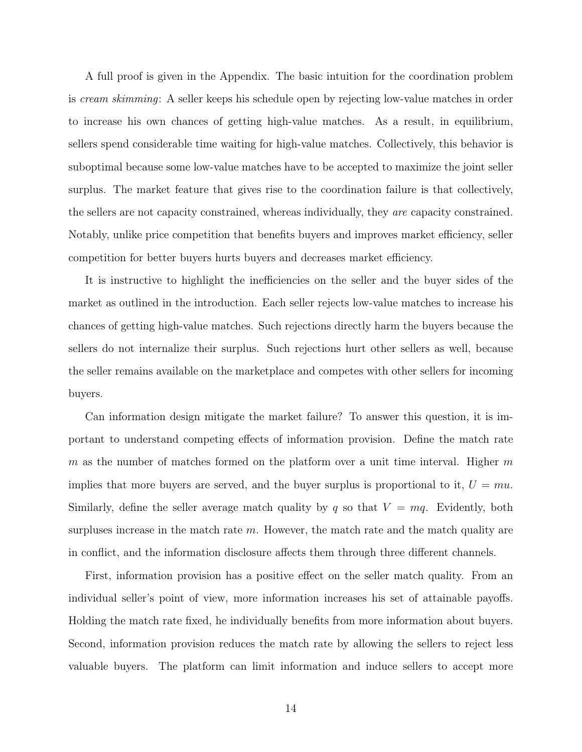A full proof is given in the Appendix. The basic intuition for the coordination problem is *cream skimming*: A seller keeps his schedule open by rejecting low-value matches in order to increase his own chances of getting high-value matches. As a result, in equilibrium, sellers spend considerable time waiting for high-value matches. Collectively, this behavior is suboptimal because some low-value matches have to be accepted to maximize the joint seller surplus. The market feature that gives rise to the coordination failure is that collectively, the sellers are not capacity constrained, whereas individually, they *are* capacity constrained. Notably, unlike price competition that benefits buyers and improves market efficiency, seller competition for better buyers hurts buyers and decreases market efficiency.

It is instructive to highlight the inefficiencies on the seller and the buyer sides of the market as outlined in the introduction. Each seller rejects low-value matches to increase his chances of getting high-value matches. Such rejections directly harm the buyers because the sellers do not internalize their surplus. Such rejections hurt other sellers as well, because the seller remains available on the marketplace and competes with other sellers for incoming buyers.

Can information design mitigate the market failure? To answer this question, it is important to understand competing effects of information provision. Define the match rate $m$ as the number of matches formed on the platform over a unit time interval. Higher $m$ implies that more buyers are served, and the buyer surplus is proportional to it, $U = mu$. Similarly, define the seller average match quality by $q$ so that $V = mq$. Evidently, both surpluses increase in the match rate $m$. However, the match rate and the match quality are in conflict, and the information disclosure affects them through three different channels.

First, information provision has a positive effect on the seller match quality. From an individual seller's point of view, more information increases his set of attainable payoffs. Holding the match rate fixed, he individually benefits from more information about buyers. Second, information provision reduces the match rate by allowing the sellers to reject less valuable buyers. The platform can limit information and induce sellers to accept more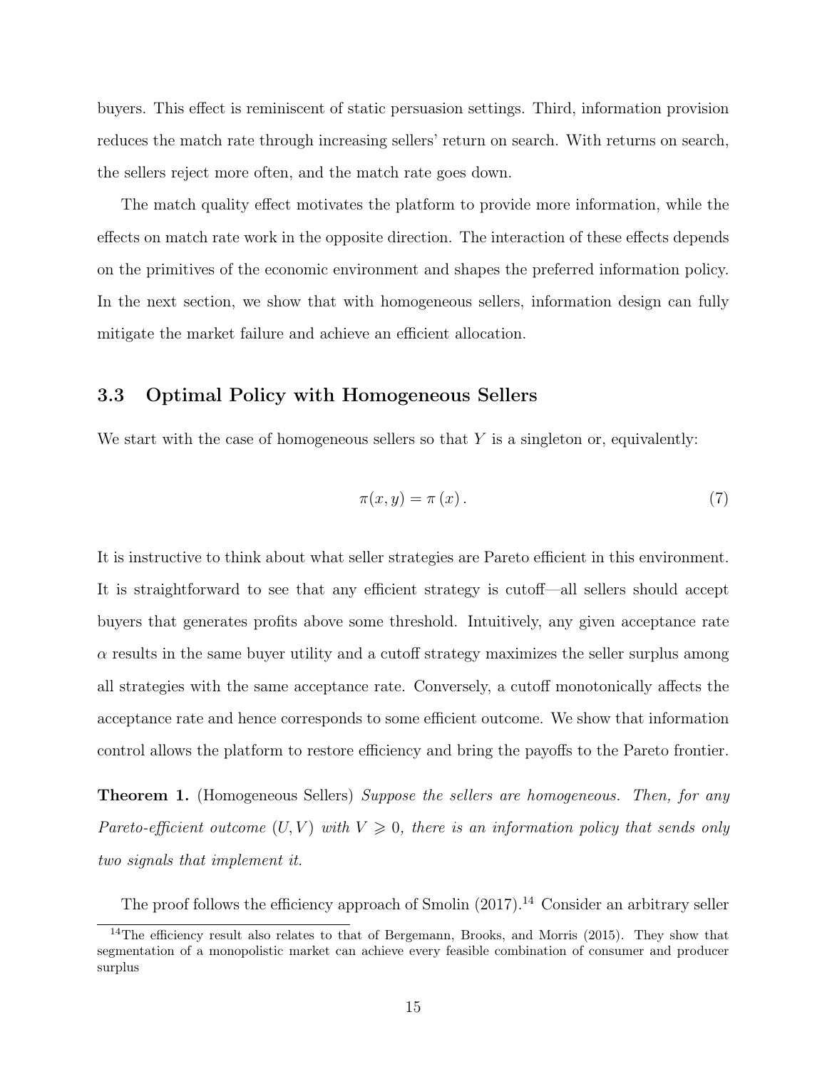buyers. This effect is reminiscent of static persuasion settings. Third, information provision reduces the match rate through increasing sellers' return on search. With returns on search, the sellers reject more often, and the match rate goes down.

The match quality effect motivates the platform to provide more information, while the effects on match rate work in the opposite direction. The interaction of these effects depends on the primitives of the economic environment and shapes the preferred information policy. In the next section, we show that with homogeneous sellers, information design can fully mitigate the market failure and achieve an efficient allocation.

### 3.3 Optimal Policy with Homogeneous Sellers

We start with the case of homogeneous sellers so that $Y$ is a singleton or, equivalently:

$$\pi(x, y) = \pi(x). \tag{7}$$

It is instructive to think about what seller strategies are Pareto efficient in this environment. It is straightforward to see that any efficient strategy is cutoff—all sellers should accept buyers that generates profits above some threshold. Intuitively, any given acceptance rate $\alpha$ results in the same buyer utility and a cutoff strategy maximizes the seller surplus among all strategies with the same acceptance rate. Conversely, a cutoff monotonically affects the acceptance rate and hence corresponds to some efficient outcome. We show that information control allows the platform to restore efficiency and bring the payoffs to the Pareto frontier.

**Theorem 1.** (Homogeneous Sellers) *Suppose the sellers are homogeneous. Then, for any Pareto-efficient outcome $(U, V)$ with $V \geqslant 0$, there is an information policy that sends only two signals that implement it.*

The proof follows the efficiency approach of Smolin (2017).[14] Consider an arbitrary seller

[14] The efficiency result also relates to that of Bergemann, Brooks, and Morris (2015). They show that segmentation of a monopolistic market can achieve every feasible combination of consumer and producer surplus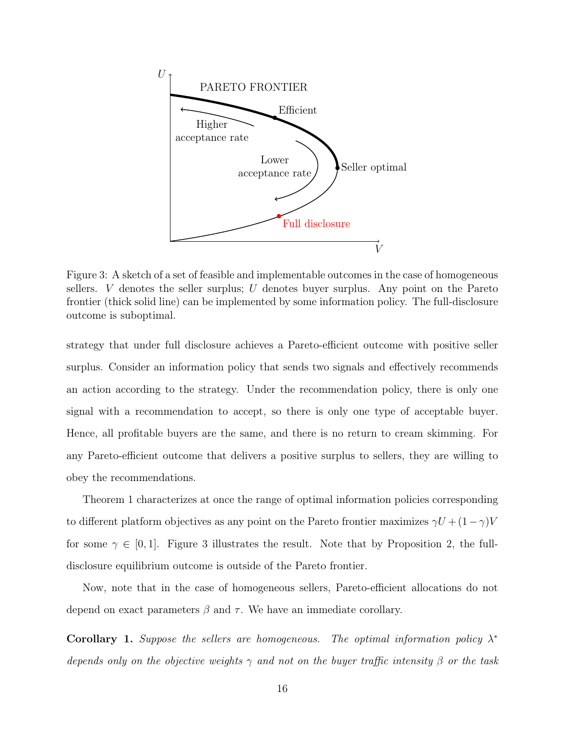Figure 3: A sketch of a set of feasible and implementable outcomes in the case of homogeneous sellers. $V$ denotes the seller surplus; $U$ denotes buyer surplus. Any point on the Pareto frontier (thick solid line) can be implemented by some information policy. The full-disclosure outcome is suboptimal.

strategy that under full disclosure achieves a Pareto-efficient outcome with positive seller surplus. Consider an information policy that sends two signals and effectively recommends an action according to the strategy. Under the recommendation policy, there is only one signal with a recommendation to accept, so there is only one type of acceptable buyer. Hence, all profitable buyers are the same, and there is no return to cream skimming. For any Pareto-efficient outcome that delivers a positive surplus to sellers, they are willing to obey the recommendations.

Theorem 1 characterizes at once the range of optimal information policies corresponding to different platform objectives as any point on the Pareto frontier maximizes $\gamma U + (1-\gamma)V$ for some $\gamma \in [0,1]$. Figure 3 illustrates the result. Note that by Proposition 2, the full-disclosure equilibrium outcome is outside of the Pareto frontier.

Now, note that in the case of homogeneous sellers, Pareto-efficient allocations do not depend on exact parameters $\beta$ and $\tau$. We have an immediate corollary.

**Corollary 1.** *Suppose the sellers are homogeneous. The optimal information policy $\lambda^*$ depends only on the objective weights $\gamma$ and not on the buyer traffic intensity $\beta$ or the task*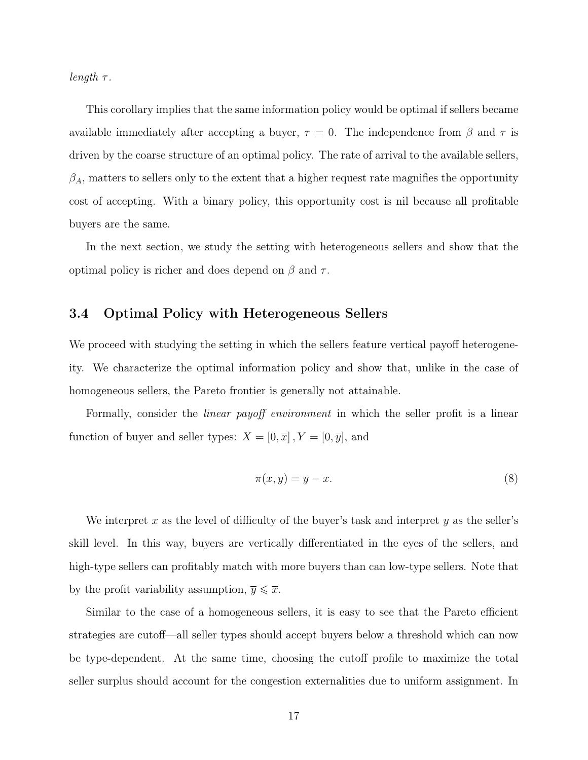*length* $\tau$.

This corollary implies that the same information policy would be optimal if sellers became available immediately after accepting a buyer, $\tau = 0$. The independence from $\beta$ and $\tau$ is driven by the coarse structure of an optimal policy. The rate of arrival to the available sellers, $\beta_A$, matters to sellers only to the extent that a higher request rate magnifies the opportunity cost of accepting. With a binary policy, this opportunity cost is nil because all profitable buyers are the same.

In the next section, we study the setting with heterogeneous sellers and show that the optimal policy is richer and does depend on $\beta$ and $\tau$.

### 3.4 Optimal Policy with Heterogeneous Sellers

We proceed with studying the setting in which the sellers feature vertical payoff heterogeneity. We characterize the optimal information policy and show that, unlike in the case of homogeneous sellers, the Pareto frontier is generally not attainable.

Formally, consider the *linear payoff environment* in which the seller profit is a linear function of buyer and seller types: $X = [0, \overline{x}]$, $Y = [0, \overline{y}]$, and

$$\pi(x, y) = y - x. \tag{8}$$

We interpret $x$ as the level of difficulty of the buyer's task and interpret $y$ as the seller's skill level. In this way, buyers are vertically differentiated in the eyes of the sellers, and high-type sellers can profitably match with more buyers than can low-type sellers. Note that by the profit variability assumption, $\overline{y} \leqslant \overline{x}$.

Similar to the case of a homogeneous sellers, it is easy to see that the Pareto efficient strategies are cutoff—all seller types should accept buyers below a threshold which can now be type-dependent. At the same time, choosing the cutoff profile to maximize the total seller surplus should account for the congestion externalities due to uniform assignment. In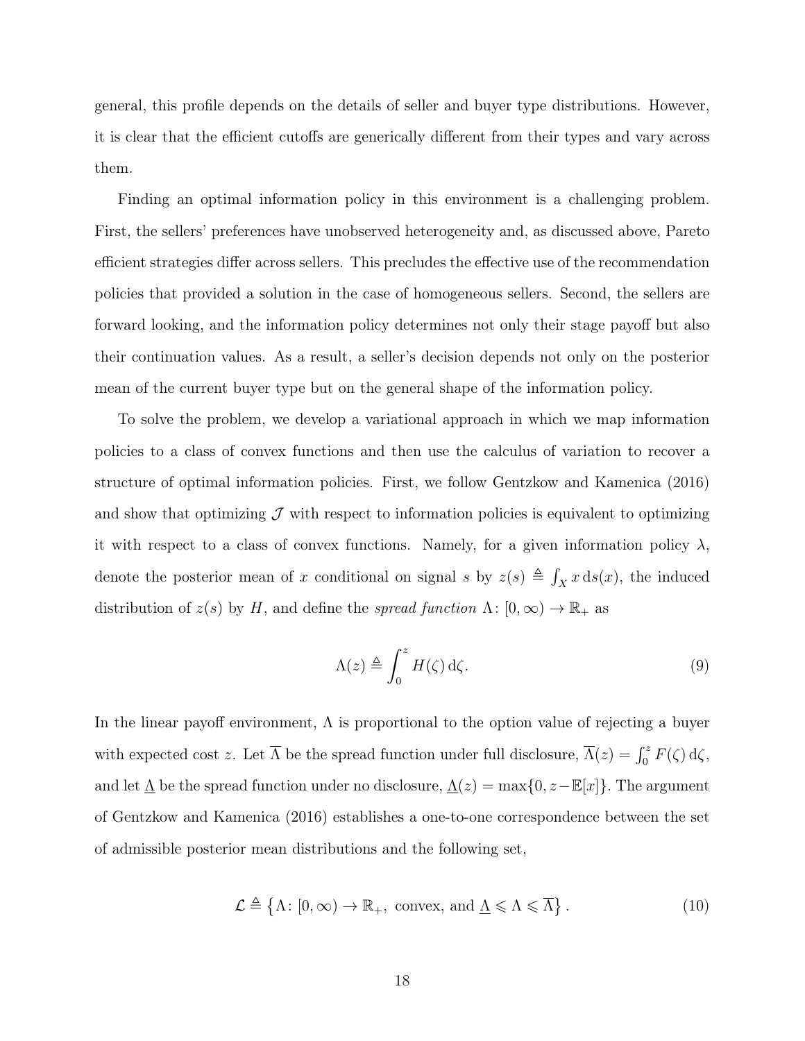general, this profile depends on the details of seller and buyer type distributions. However, it is clear that the efficient cutoffs are generically different from their types and vary across them.

Finding an optimal information policy in this environment is a challenging problem. First, the sellers' preferences have unobserved heterogeneity and, as discussed above, Pareto efficient strategies differ across sellers. This precludes the effective use of the recommendation policies that provided a solution in the case of homogeneous sellers. Second, the sellers are forward looking, and the information policy determines not only their stage payoff but also their continuation values. As a result, a seller's decision depends not only on the posterior mean of the current buyer type but on the general shape of the information policy.

To solve the problem, we develop a variational approach in which we map information policies to a class of convex functions and then use the calculus of variation to recover a structure of optimal information policies. First, we follow Gentzkow and Kamenica (2016) and show that optimizing $\mathcal{J}$ with respect to information policies is equivalent to optimizing it with respect to a class of convex functions. Namely, for a given information policy $\lambda$, denote the posterior mean of $x$ conditional on signal $s$ by $z(s) \triangleq \int_X x \, \mathrm{d}s(x)$, the induced distribution of $z(s)$ by $H$, and define the *spread function* $\Lambda\colon [0, \infty) \to \mathbb{R}_+$ as

$$\Lambda(z) \triangleq \int_0^z H(\zeta) \, \mathrm{d}\zeta. \tag{9}$$

In the linear payoff environment, $\Lambda$ is proportional to the option value of rejecting a buyer with expected cost $z$. Let $\overline{\Lambda}$ be the spread function under full disclosure, $\overline{\Lambda}(z) = \int_0^z F(\zeta) \, \mathrm{d}\zeta$, and let $\underline{\Lambda}$ be the spread function under no disclosure, $\underline{\Lambda}(z) = \max\{0, z - \mathbb{E}[x]\}$. The argument of Gentzkow and Kamenica (2016) establishes a one-to-one correspondence between the set of admissible posterior mean distributions and the following set,

$$\mathcal{L} \triangleq \left\{ \Lambda\colon [0, \infty) \to \mathbb{R}_+, \text{ convex, and } \underline{\Lambda} \leqslant \Lambda \leqslant \overline{\Lambda} \right\}. \tag{10}$$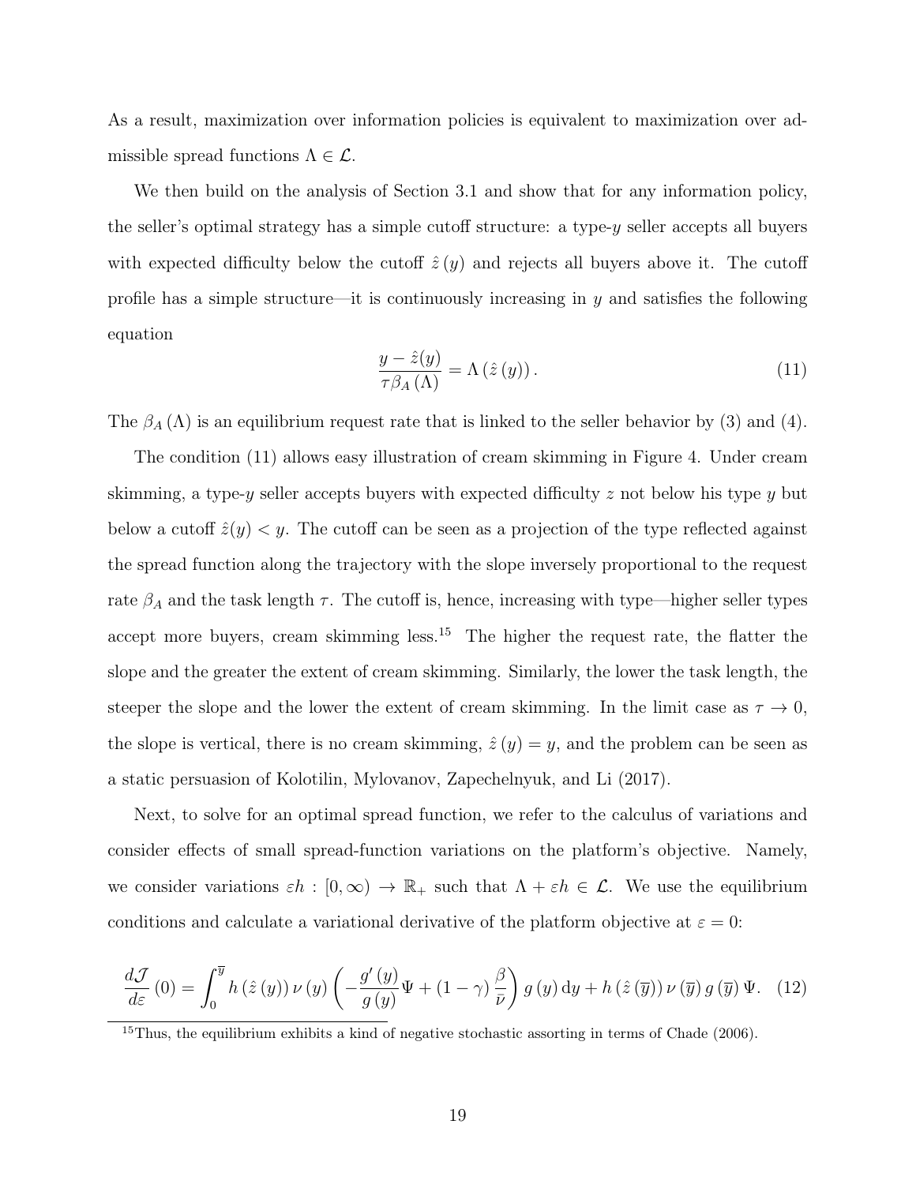As a result, maximization over information policies is equivalent to maximization over admissible spread functions $\Lambda \in \mathcal{L}$.

We then build on the analysis of Section 3.1 and show that for any information policy, the seller's optimal strategy has a simple cutoff structure: a type-$y$ seller accepts all buyers with expected difficulty below the cutoff $\hat{z}(y)$ and rejects all buyers above it. The cutoff profile has a simple structure—it is continuously increasing in $y$ and satisfies the following equation

$$\frac{y - \hat{z}(y)}{\tau \beta_A(\Lambda)} = \Lambda(\hat{z}(y)). \tag{11}$$

The $\beta_A(\Lambda)$ is an equilibrium request rate that is linked to the seller behavior by (3) and (4).

The condition (11) allows easy illustration of cream skimming in Figure 4. Under cream skimming, a type-$y$ seller accepts buyers with expected difficulty $z$ not below his type $y$ but below a cutoff $\hat{z}(y) < y$. The cutoff can be seen as a projection of the type reflected against the spread function along the trajectory with the slope inversely proportional to the request rate $\beta_A$ and the task length $\tau$. The cutoff is, hence, increasing with type—higher seller types accept more buyers, cream skimming less.[15] The higher the request rate, the flatter the slope and the greater the extent of cream skimming. Similarly, the lower the task length, the steeper the slope and the lower the extent of cream skimming. In the limit case as $\tau \to 0$, the slope is vertical, there is no cream skimming, $\hat{z}(y) = y$, and the problem can be seen as a static persuasion of Kolotilin, Mylovanov, Zapechelnyuk, and Li (2017).

Next, to solve for an optimal spread function, we refer to the calculus of variations and consider effects of small spread-function variations on the platform's objective. Namely, we consider variations $\varepsilon h : [0, \infty) \to \mathbb{R}_+$ such that $\Lambda + \varepsilon h \in \mathcal{L}$. We use the equilibrium conditions and calculate a variational derivative of the platform objective at $\varepsilon = 0$:

$$\frac{d\mathcal{J}}{d\varepsilon}(0) = \int_0^{\overline{y}} h(\hat{z}(y))\, \nu(y) \left( -\frac{g'(y)}{g(y)} \Psi + (1 - \gamma) \frac{\beta}{\bar{\nu}} \right) g(y)\, \mathrm{d}y + h(\hat{z}(\overline{y}))\, \nu(\overline{y})\, g(\overline{y})\, \Psi. \tag{12}$$

[15] Thus, the equilibrium exhibits a kind of negative stochastic assorting in terms of Chade (2006).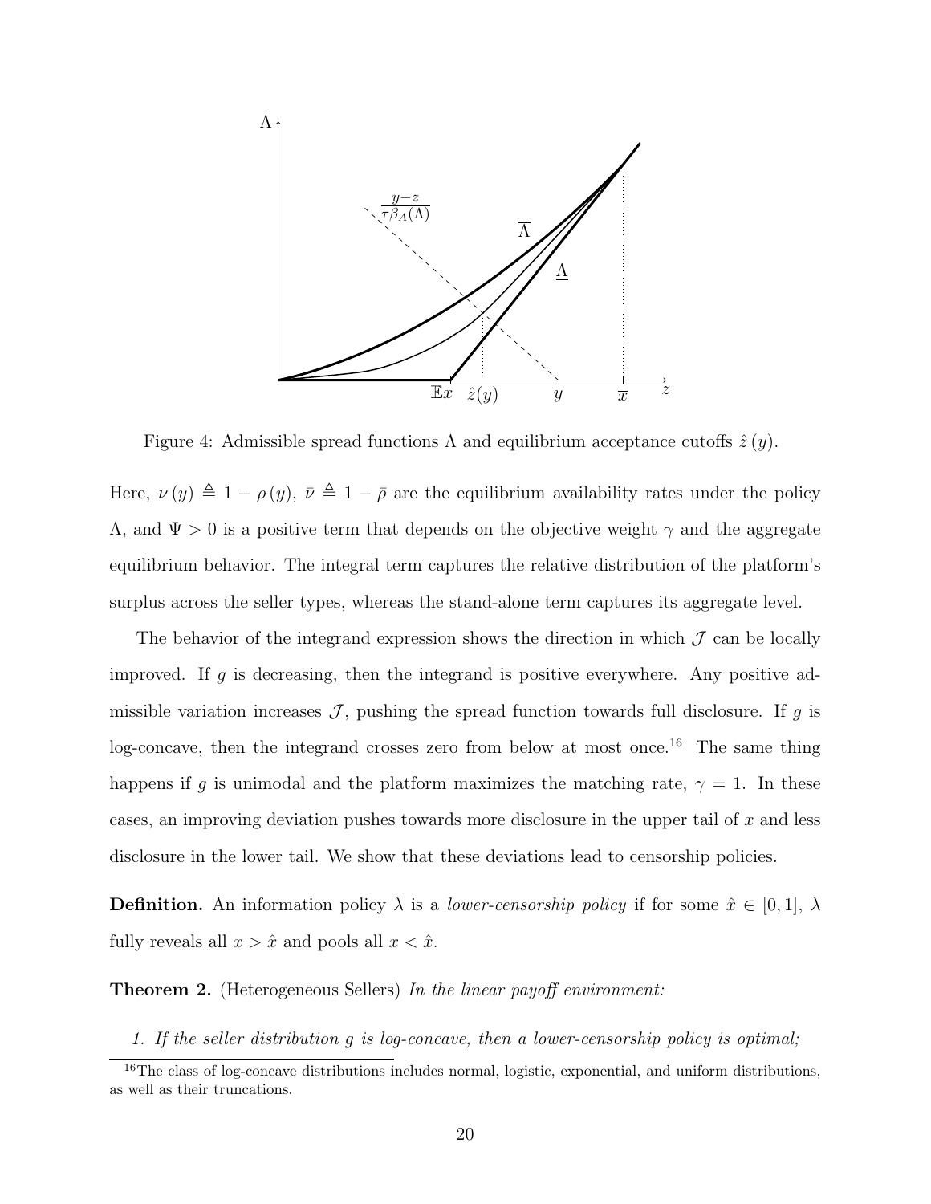Figure 4: Admissible spread functions $\Lambda$ and equilibrium acceptance cutoffs $\hat{z}(y)$.

Here, $\nu(y) \triangleq 1 - \rho(y)$, $\bar{\nu} \triangleq 1 - \bar{\rho}$ are the equilibrium availability rates under the policy $\Lambda$, and $\Psi > 0$ is a positive term that depends on the objective weight $\gamma$ and the aggregate equilibrium behavior. The integral term captures the relative distribution of the platform's surplus across the seller types, whereas the stand-alone term captures its aggregate level.

The behavior of the integrand expression shows the direction in which $\mathcal{J}$ can be locally improved. If $g$ is decreasing, then the integrand is positive everywhere. Any positive admissible variation increases $\mathcal{J}$, pushing the spread function towards full disclosure. If $g$ is log-concave, then the integrand crosses zero from below at most once.[16] The same thing happens if $g$ is unimodal and the platform maximizes the matching rate, $\gamma = 1$. In these cases, an improving deviation pushes towards more disclosure in the upper tail of $x$ and less disclosure in the lower tail. We show that these deviations lead to censorship policies.

**Definition.** An information policy $\lambda$ is a *lower-censorship policy* if for some $\hat{x} \in [0, 1]$, $\lambda$ fully reveals all $x > \hat{x}$ and pools all $x < \hat{x}$.

**Theorem 2.** (Heterogeneous Sellers) *In the linear payoff environment:*

1. *If the seller distribution $g$ is log-concave, then a lower-censorship policy is optimal;*

[16] The class of log-concave distributions includes normal, logistic, exponential, and uniform distributions, as well as their truncations.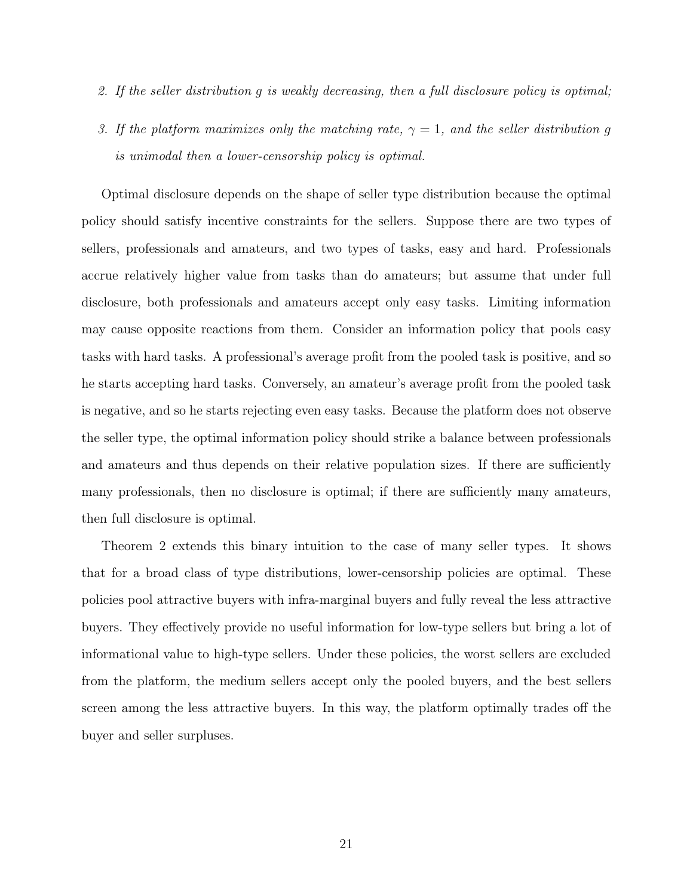2. *If the seller distribution $g$ is weakly decreasing, then a full disclosure policy is optimal;*

3. *If the platform maximizes only the matching rate, $\gamma = 1$, and the seller distribution $g$ is unimodal then a lower-censorship policy is optimal.*

Optimal disclosure depends on the shape of seller type distribution because the optimal policy should satisfy incentive constraints for the sellers. Suppose there are two types of sellers, professionals and amateurs, and two types of tasks, easy and hard. Professionals accrue relatively higher value from tasks than do amateurs; but assume that under full disclosure, both professionals and amateurs accept only easy tasks. Limiting information may cause opposite reactions from them. Consider an information policy that pools easy tasks with hard tasks. A professional's average profit from the pooled task is positive, and so he starts accepting hard tasks. Conversely, an amateur's average profit from the pooled task is negative, and so he starts rejecting even easy tasks. Because the platform does not observe the seller type, the optimal information policy should strike a balance between professionals and amateurs and thus depends on their relative population sizes. If there are sufficiently many professionals, then no disclosure is optimal; if there are sufficiently many amateurs, then full disclosure is optimal.

Theorem 2 extends this binary intuition to the case of many seller types. It shows that for a broad class of type distributions, lower-censorship policies are optimal. These policies pool attractive buyers with infra-marginal buyers and fully reveal the less attractive buyers. They effectively provide no useful information for low-type sellers but bring a lot of informational value to high-type sellers. Under these policies, the worst sellers are excluded from the platform, the medium sellers accept only the pooled buyers, and the best sellers screen among the less attractive buyers. In this way, the platform optimally trades off the buyer and seller surpluses.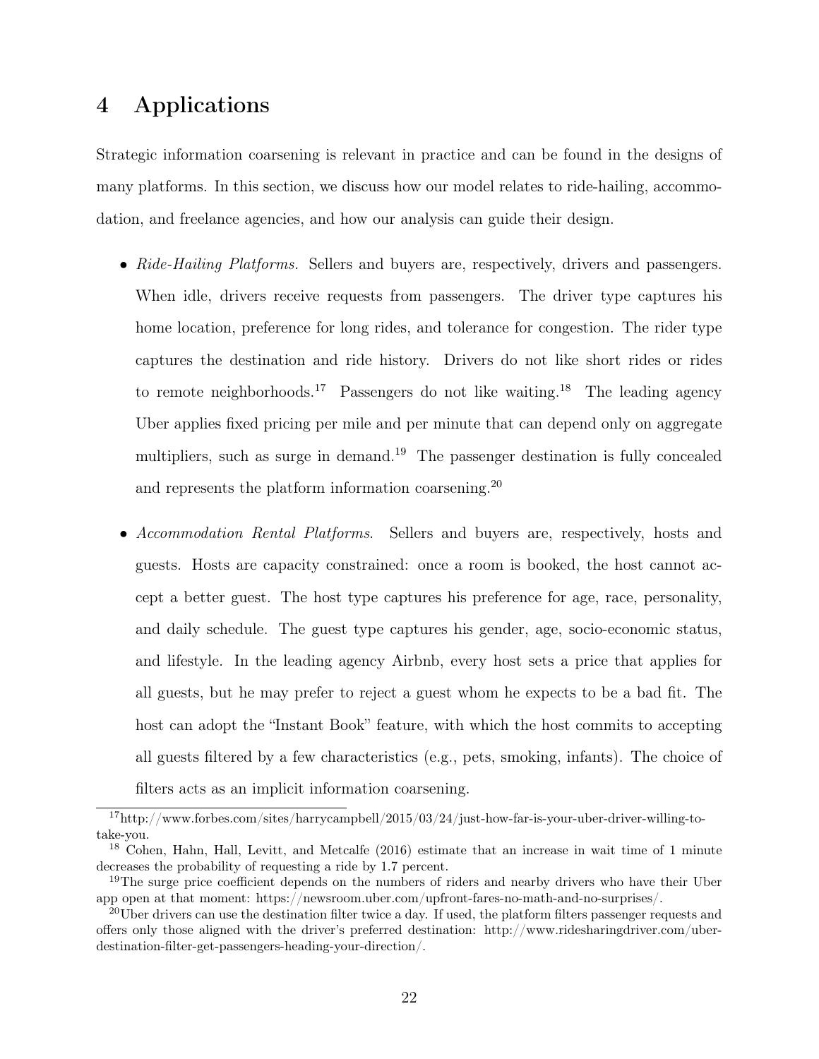# 4 Applications

Strategic information coarsening is relevant in practice and can be found in the designs of many platforms. In this section, we discuss how our model relates to ride-hailing, accommodation, and freelance agencies, and how our analysis can guide their design.

- *Ride-Hailing Platforms.* Sellers and buyers are, respectively, drivers and passengers. When idle, drivers receive requests from passengers. The driver type captures his home location, preference for long rides, and tolerance for congestion. The rider type captures the destination and ride history. Drivers do not like short rides or rides to remote neighborhoods.[17] Passengers do not like waiting.[18] The leading agency Uber applies fixed pricing per mile and per minute that can depend only on aggregate multipliers, such as surge in demand.[19] The passenger destination is fully concealed and represents the platform information coarsening.[20]

- *Accommodation Rental Platforms.* Sellers and buyers are, respectively, hosts and guests. Hosts are capacity constrained: once a room is booked, the host cannot accept a better guest. The host type captures his preference for age, race, personality, and daily schedule. The guest type captures his gender, age, socio-economic status, and lifestyle. In the leading agency Airbnb, every host sets a price that applies for all guests, but he may prefer to reject a guest whom he expects to be a bad fit. The host can adopt the "Instant Book" feature, with which the host commits to accepting all guests filtered by a few characteristics (e.g., pets, smoking, infants). The choice of filters acts as an implicit information coarsening.

[17] http://www.forbes.com/sites/harrycampbell/2015/03/24/just-how-far-is-your-uber-driver-willing-to-take-you.

[18] Cohen, Hahn, Hall, Levitt, and Metcalfe (2016) estimate that an increase in wait time of 1 minute decreases the probability of requesting a ride by 1.7 percent.

[19] The surge price coefficient depends on the numbers of riders and nearby drivers who have their Uber app open at that moment: https://newsroom.uber.com/upfront-fares-no-math-and-no-surprises/.

[20] Uber drivers can use the destination filter twice a day. If used, the platform filters passenger requests and offers only those aligned with the driver's preferred destination: http://www.ridesharingdriver.com/uber-destination-filter-get-passengers-heading-your-direction/.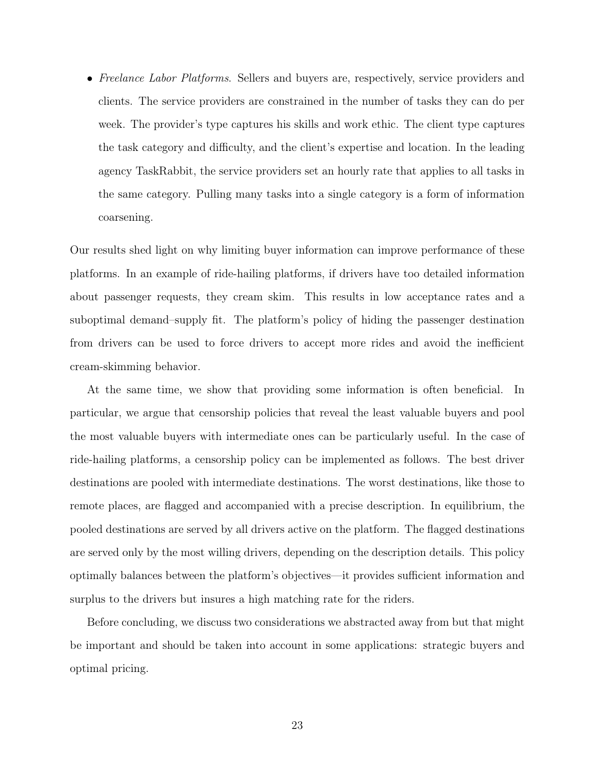- *Freelance Labor Platforms*. Sellers and buyers are, respectively, service providers and clients. The service providers are constrained in the number of tasks they can do per week. The provider's type captures his skills and work ethic. The client type captures the task category and difficulty, and the client's expertise and location. In the leading agency TaskRabbit, the service providers set an hourly rate that applies to all tasks in the same category. Pulling many tasks into a single category is a form of information coarsening.

Our results shed light on why limiting buyer information can improve performance of these platforms. In an example of ride-hailing platforms, if drivers have too detailed information about passenger requests, they cream skim. This results in low acceptance rates and a suboptimal demand–supply fit. The platform's policy of hiding the passenger destination from drivers can be used to force drivers to accept more rides and avoid the inefficient cream-skimming behavior.

At the same time, we show that providing some information is often beneficial. In particular, we argue that censorship policies that reveal the least valuable buyers and pool the most valuable buyers with intermediate ones can be particularly useful. In the case of ride-hailing platforms, a censorship policy can be implemented as follows. The best driver destinations are pooled with intermediate destinations. The worst destinations, like those to remote places, are flagged and accompanied with a precise description. In equilibrium, the pooled destinations are served by all drivers active on the platform. The flagged destinations are served only by the most willing drivers, depending on the description details. This policy optimally balances between the platform's objectives—it provides sufficient information and surplus to the drivers but insures a high matching rate for the riders.

Before concluding, we discuss two considerations we abstracted away from but that might be important and should be taken into account in some applications: strategic buyers and optimal pricing.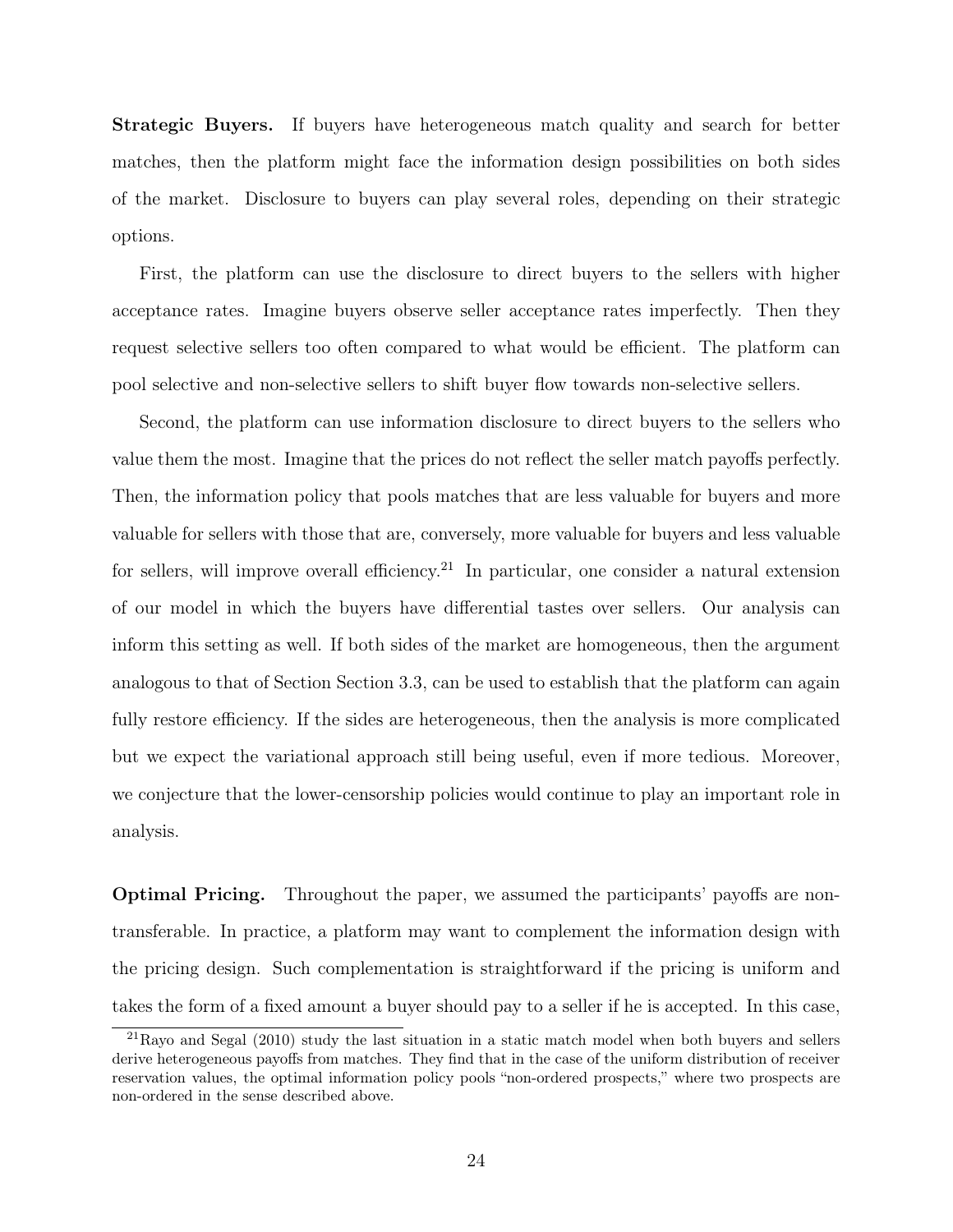**Strategic Buyers.** If buyers have heterogeneous match quality and search for better matches, then the platform might face the information design possibilities on both sides of the market. Disclosure to buyers can play several roles, depending on their strategic options.

First, the platform can use the disclosure to direct buyers to the sellers with higher acceptance rates. Imagine buyers observe seller acceptance rates imperfectly. Then they request selective sellers too often compared to what would be efficient. The platform can pool selective and non-selective sellers to shift buyer flow towards non-selective sellers.

Second, the platform can use information disclosure to direct buyers to the sellers who value them the most. Imagine that the prices do not reflect the seller match payoffs perfectly. Then, the information policy that pools matches that are less valuable for buyers and more valuable for sellers with those that are, conversely, more valuable for buyers and less valuable for sellers, will improve overall efficiency.[21] In particular, one consider a natural extension of our model in which the buyers have differential tastes over sellers. Our analysis can inform this setting as well. If both sides of the market are homogeneous, then the argument analogous to that of Section Section 3.3, can be used to establish that the platform can again fully restore efficiency. If the sides are heterogeneous, then the analysis is more complicated but we expect the variational approach still being useful, even if more tedious. Moreover, we conjecture that the lower-censorship policies would continue to play an important role in analysis.

**Optimal Pricing.** Throughout the paper, we assumed the participants' payoffs are non-transferable. In practice, a platform may want to complement the information design with the pricing design. Such complementation is straightforward if the pricing is uniform and takes the form of a fixed amount a buyer should pay to a seller if he is accepted. In this case,

[21] Rayo and Segal (2010) study the last situation in a static match model when both buyers and sellers derive heterogeneous payoffs from matches. They find that in the case of the uniform distribution of receiver reservation values, the optimal information policy pools "non-ordered prospects," where two prospects are non-ordered in the sense described above.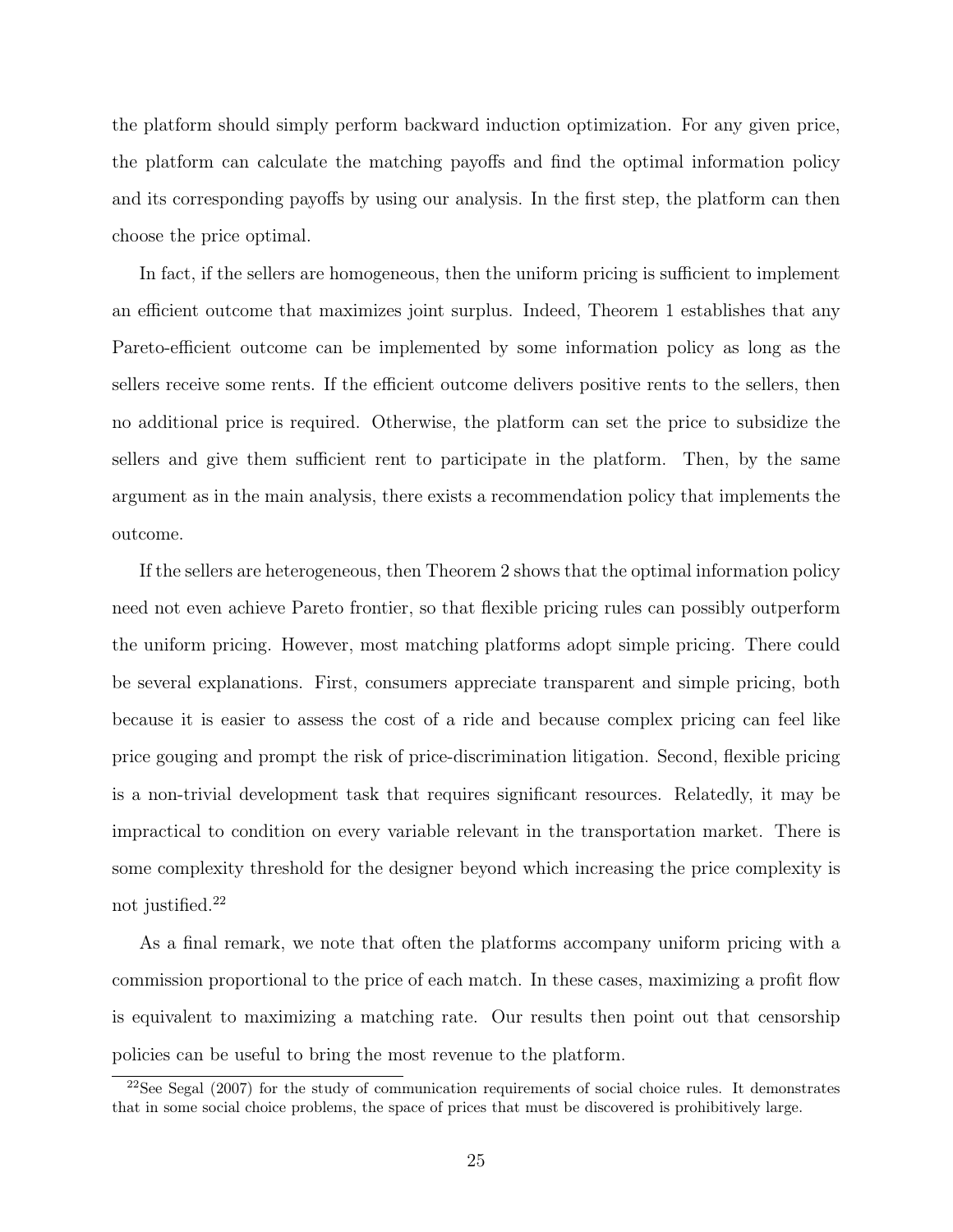the platform should simply perform backward induction optimization. For any given price, the platform can calculate the matching payoffs and find the optimal information policy and its corresponding payoffs by using our analysis. In the first step, the platform can then choose the price optimal.

In fact, if the sellers are homogeneous, then the uniform pricing is sufficient to implement an efficient outcome that maximizes joint surplus. Indeed, Theorem 1 establishes that any Pareto-efficient outcome can be implemented by some information policy as long as the sellers receive some rents. If the efficient outcome delivers positive rents to the sellers, then no additional price is required. Otherwise, the platform can set the price to subsidize the sellers and give them sufficient rent to participate in the platform. Then, by the same argument as in the main analysis, there exists a recommendation policy that implements the outcome.

If the sellers are heterogeneous, then Theorem 2 shows that the optimal information policy need not even achieve Pareto frontier, so that flexible pricing rules can possibly outperform the uniform pricing. However, most matching platforms adopt simple pricing. There could be several explanations. First, consumers appreciate transparent and simple pricing, both because it is easier to assess the cost of a ride and because complex pricing can feel like price gouging and prompt the risk of price-discrimination litigation. Second, flexible pricing is a non-trivial development task that requires significant resources. Relatedly, it may be impractical to condition on every variable relevant in the transportation market. There is some complexity threshold for the designer beyond which increasing the price complexity is not justified.[22]

As a final remark, we note that often the platforms accompany uniform pricing with a commission proportional to the price of each match. In these cases, maximizing a profit flow is equivalent to maximizing a matching rate. Our results then point out that censorship policies can be useful to bring the most revenue to the platform.

[22] See Segal (2007) for the study of communication requirements of social choice rules. It demonstrates that in some social choice problems, the space of prices that must be discovered is prohibitively large.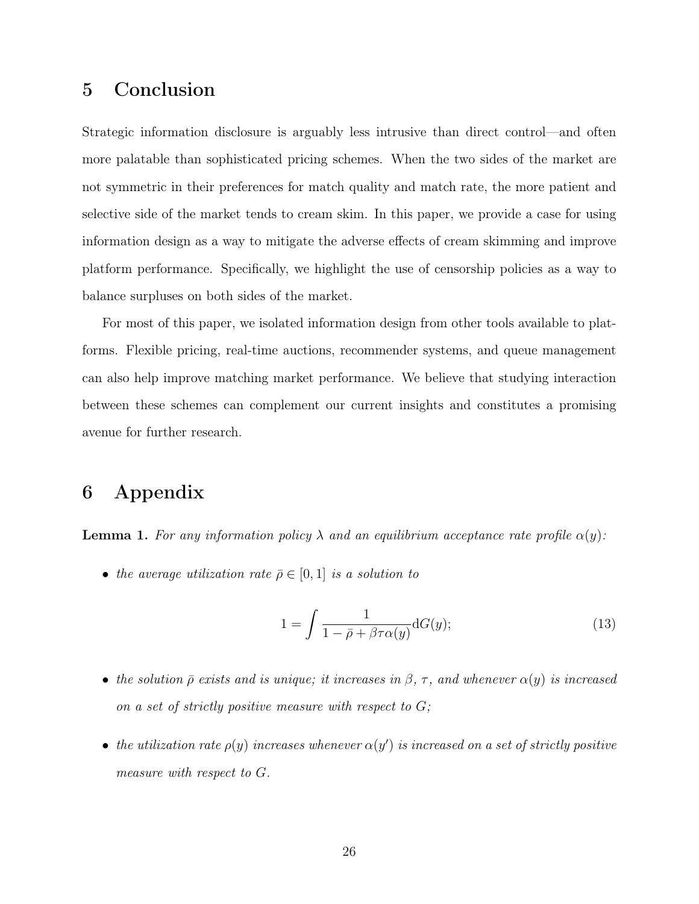# 5 Conclusion

Strategic information disclosure is arguably less intrusive than direct control—and often more palatable than sophisticated pricing schemes. When the two sides of the market are not symmetric in their preferences for match quality and match rate, the more patient and selective side of the market tends to cream skim. In this paper, we provide a case for using information design as a way to mitigate the adverse effects of cream skimming and improve platform performance. Specifically, we highlight the use of censorship policies as a way to balance surpluses on both sides of the market.

For most of this paper, we isolated information design from other tools available to platforms. Flexible pricing, real-time auctions, recommender systems, and queue management can also help improve matching market performance. We believe that studying interaction between these schemes can complement our current insights and constitutes a promising avenue for further research.

# 6 Appendix

**Lemma 1.** *For any information policy $\lambda$ and an equilibrium acceptance rate profile $\alpha(y)$:*

- *the average utilization rate $\bar{\rho} \in [0, 1]$ is a solution to*

$$1 = \int \frac{1}{1 - \bar{\rho} + \beta\tau\alpha(y)} \mathrm{d}G(y); \tag{13}$$

- *the solution $\bar{\rho}$ exists and is unique; it increases in $\beta$, $\tau$, and whenever $\alpha(y)$ is increased on a set of strictly positive measure with respect to $G$;*

- *the utilization rate $\rho(y)$ increases whenever $\alpha(y')$ is increased on a set of strictly positive measure with respect to $G$.*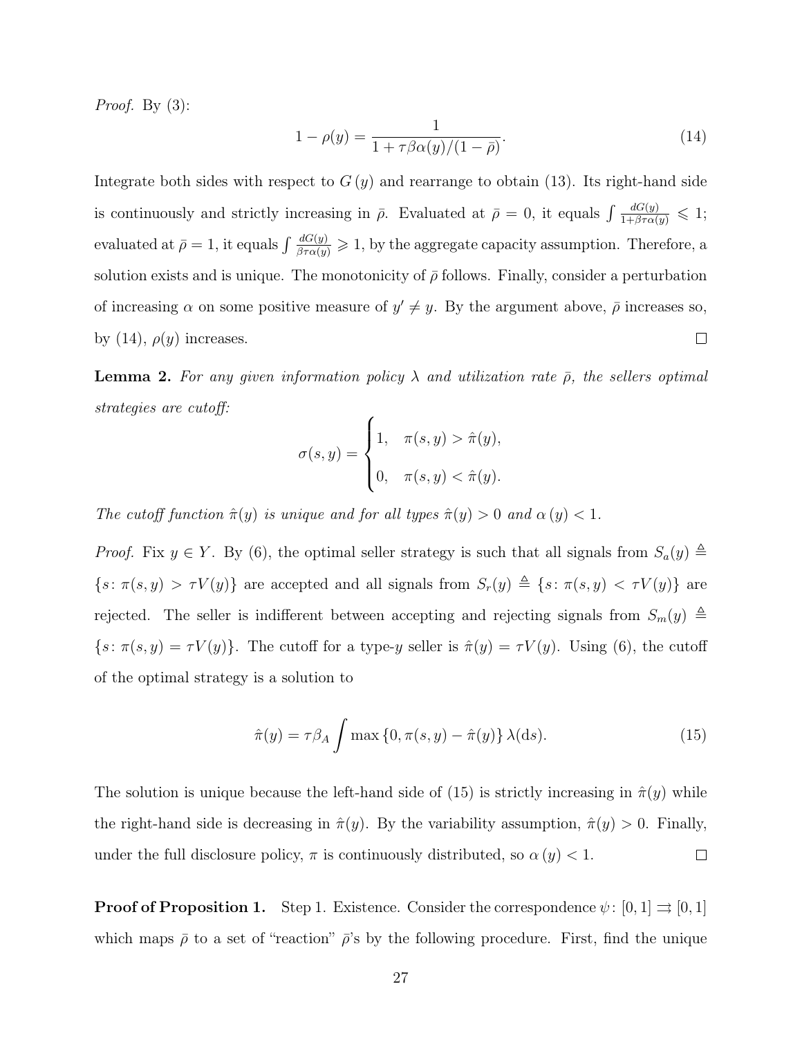*Proof.* By (3):

$$1 - \rho(y) = \frac{1}{1 + \tau\beta\alpha(y)/(1-\bar{\rho})}. \tag{14}$$

Integrate both sides with respect to $G(y)$ and rearrange to obtain (13). Its right-hand side is continuously and strictly increasing in $\bar{\rho}$. Evaluated at $\bar{\rho} = 0$, it equals $\int \frac{dG(y)}{1+\beta\tau\alpha(y)} \leqslant 1$; evaluated at $\bar{\rho} = 1$, it equals $\int \frac{dG(y)}{\beta\tau\alpha(y)} \geqslant 1$, by the aggregate capacity assumption. Therefore, a solution exists and is unique. The monotonicity of $\bar{\rho}$ follows. Finally, consider a perturbation of increasing $\alpha$ on some positive measure of $y' \neq y$. By the argument above, $\bar{\rho}$ increases so, by (14), $\rho(y)$ increases. $\square$

**Lemma 2.** *For any given information policy $\lambda$ and utilization rate $\bar{\rho}$, the sellers optimal strategies are cutoff:*

$$\sigma(s,y) = \begin{cases} 1, & \pi(s,y) > \hat{\pi}(y), \\ 0, & \pi(s,y) < \hat{\pi}(y). \end{cases}$$

*The cutoff function $\hat{\pi}(y)$ is unique and for all types $\hat{\pi}(y) > 0$ and $\alpha(y) < 1$.*

*Proof.* Fix $y \in Y$. By (6), the optimal seller strategy is such that all signals from $S_a(y) \triangleq \{s \colon \pi(s,y) > \tau V(y)\}$ are accepted and all signals from $S_r(y) \triangleq \{s \colon \pi(s,y) < \tau V(y)\}$ are rejected. The seller is indifferent between accepting and rejecting signals from $S_m(y) \triangleq \{s \colon \pi(s,y) = \tau V(y)\}$. The cutoff for a type-$y$ seller is $\hat{\pi}(y) = \tau V(y)$. Using (6), the cutoff of the optimal strategy is a solution to

$$\hat{\pi}(y) = \tau\beta_A \int \max\{0, \pi(s,y) - \hat{\pi}(y)\}\, \lambda(\mathrm{d}s). \tag{15}$$

The solution is unique because the left-hand side of (15) is strictly increasing in $\hat{\pi}(y)$ while the right-hand side is decreasing in $\hat{\pi}(y)$. By the variability assumption, $\hat{\pi}(y) > 0$. Finally, under the full disclosure policy, $\pi$ is continuously distributed, so $\alpha(y) < 1$. $\square$

**Proof of Proposition 1.** Step 1. Existence. Consider the correspondence $\psi \colon [0,1] \rightrightarrows [0,1]$ which maps $\bar{\rho}$ to a set of "reaction" $\bar{\rho}$'s by the following procedure. First, find the unique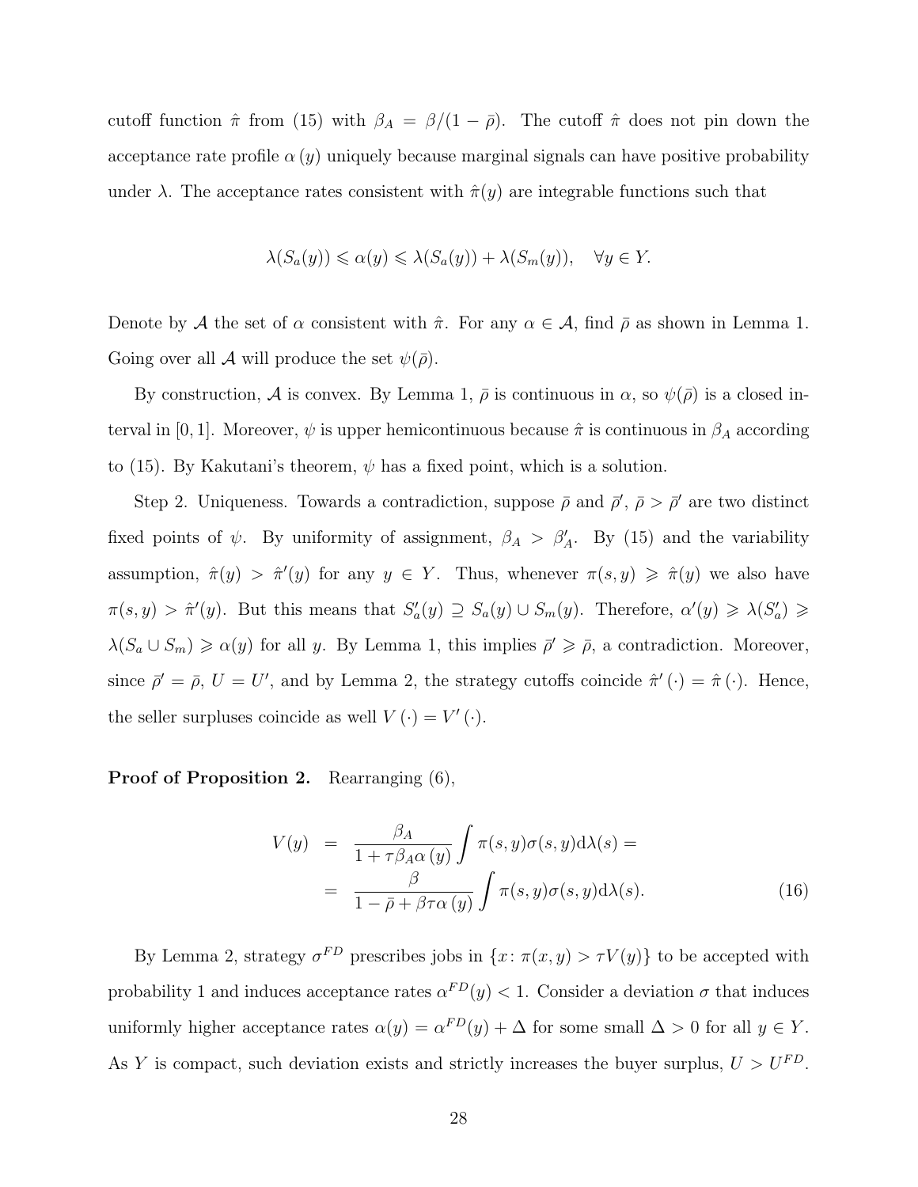cutoff function $\hat{\pi}$ from (15) with $\beta_A = \beta/(1-\bar{\rho})$. The cutoff $\hat{\pi}$ does not pin down the acceptance rate profile $\alpha(y)$ uniquely because marginal signals can have positive probability under $\lambda$. The acceptance rates consistent with $\hat{\pi}(y)$ are integrable functions such that

$$\lambda(S_a(y)) \leqslant \alpha(y) \leqslant \lambda(S_a(y)) + \lambda(S_m(y)), \quad \forall y \in Y.$$

Denote by $\mathcal{A}$ the set of $\alpha$ consistent with $\hat{\pi}$. For any $\alpha \in \mathcal{A}$, find $\bar{\rho}$ as shown in Lemma 1. Going over all $\mathcal{A}$ will produce the set $\psi(\bar{\rho})$.

By construction, $\mathcal{A}$ is convex. By Lemma 1, $\bar{\rho}$ is continuous in $\alpha$, so $\psi(\bar{\rho})$ is a closed interval in $[0,1]$. Moreover, $\psi$ is upper hemicontinuous because $\hat{\pi}$ is continuous in $\beta_A$ according to (15). By Kakutani's theorem, $\psi$ has a fixed point, which is a solution.

Step 2. Uniqueness. Towards a contradiction, suppose $\bar{\rho}$ and $\bar{\rho}'$, $\bar{\rho} > \bar{\rho}'$ are two distinct fixed points of $\psi$. By uniformity of assignment, $\beta_A > \beta'_A$. By (15) and the variability assumption, $\hat{\pi}(y) > \hat{\pi}'(y)$ for any $y \in Y$. Thus, whenever $\pi(s,y) \geqslant \hat{\pi}(y)$ we also have $\pi(s,y) > \hat{\pi}'(y)$. But this means that $S'_a(y) \supseteq S_a(y) \cup S_m(y)$. Therefore, $\alpha'(y) \geqslant \lambda(S'_a) \geqslant \lambda(S_a \cup S_m) \geqslant \alpha(y)$ for all $y$. By Lemma 1, this implies $\bar{\rho}' \geqslant \bar{\rho}$, a contradiction. Moreover, since $\bar{\rho}' = \bar{\rho}$, $U = U'$, and by Lemma 2, the strategy cutoffs coincide $\hat{\pi}'(\cdot) = \hat{\pi}(\cdot)$. Hence, the seller surpluses coincide as well $V(\cdot) = V'(\cdot)$.

**Proof of Proposition 2.** Rearranging (6),

$$\begin{aligned} V(y) &= \frac{\beta_A}{1+\tau\beta_A\alpha(y)} \int \pi(s,y)\sigma(s,y)\mathrm{d}\lambda(s) = \\ &= \frac{\beta}{1-\bar{\rho}+\beta\tau\alpha(y)} \int \pi(s,y)\sigma(s,y)\mathrm{d}\lambda(s). \end{aligned} \tag{16}$$

By Lemma 2, strategy $\sigma^{FD}$ prescribes jobs in $\{x \colon \pi(x,y) > \tau V(y)\}$ to be accepted with probability 1 and induces acceptance rates $\alpha^{FD}(y) < 1$. Consider a deviation $\sigma$ that induces uniformly higher acceptance rates $\alpha(y) = \alpha^{FD}(y) + \Delta$ for some small $\Delta > 0$ for all $y \in Y$. As $Y$ is compact, such deviation exists and strictly increases the buyer surplus, $U > U^{FD}$.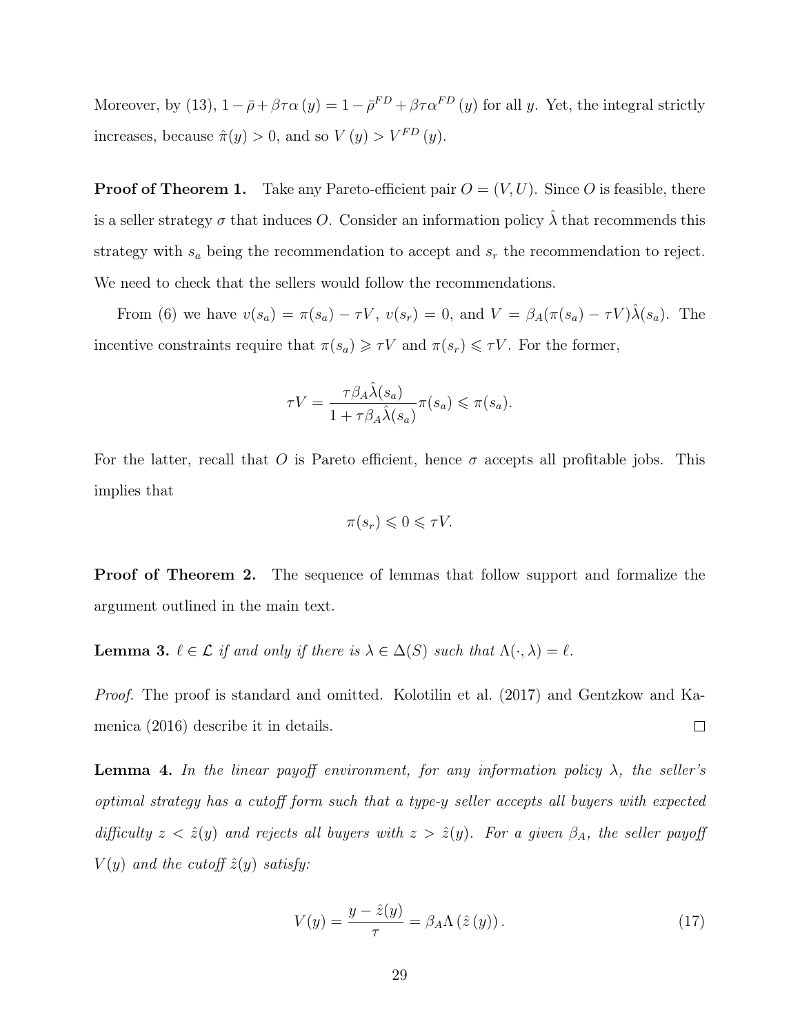Moreover, by (13), $1-\bar{\rho}+\beta\tau\alpha(y)=1-\bar{\rho}^{FD}+\beta\tau\alpha^{FD}(y)$ for all $y$. Yet, the integral strictly increases, because $\hat{\pi}(y)>0$, and so $V(y)>V^{FD}(y)$.

**Proof of Theorem 1.** Take any Pareto-efficient pair $O=(V,U)$. Since $O$ is feasible, there is a seller strategy $\sigma$ that induces $O$. Consider an information policy $\hat{\lambda}$ that recommends this strategy with $s_a$ being the recommendation to accept and $s_r$ the recommendation to reject. We need to check that the sellers would follow the recommendations.

From (6) we have $v(s_a)=\pi(s_a)-\tau V$, $v(s_r)=0$, and $V=\beta_A(\pi(s_a)-\tau V)\hat{\lambda}(s_a)$. The incentive constraints require that $\pi(s_a)\geqslant\tau V$ and $\pi(s_r)\leqslant\tau V$. For the former,

$$\tau V=\frac{\tau\beta_A\hat{\lambda}(s_a)}{1+\tau\beta_A\hat{\lambda}(s_a)}\pi(s_a)\leqslant\pi(s_a).$$

For the latter, recall that $O$ is Pareto efficient, hence $\sigma$ accepts all profitable jobs. This implies that

$$\pi(s_r)\leqslant 0\leqslant\tau V.$$

**Proof of Theorem 2.** The sequence of lemmas that follow support and formalize the argument outlined in the main text.

**Lemma 3.** *$\ell\in\mathcal{L}$ if and only if there is $\lambda\in\Delta(S)$ such that $\Lambda(\cdot,\lambda)=\ell$.*

*Proof.* The proof is standard and omitted. Kolotilin et al. (2017) and Gentzkow and Kamenica (2016) describe it in details. □

**Lemma 4.** *In the linear payoff environment, for any information policy $\lambda$, the seller's optimal strategy has a cutoff form such that a type-$y$ seller accepts all buyers with expected difficulty $z<\hat{z}(y)$ and rejects all buyers with $z>\hat{z}(y)$. For a given $\beta_A$, the seller payoff $V(y)$ and the cutoff $\hat{z}(y)$ satisfy:*

$$V(y)=\frac{y-\hat{z}(y)}{\tau}=\beta_A\Lambda\left(\hat{z}\left(y\right)\right). \tag{17}$$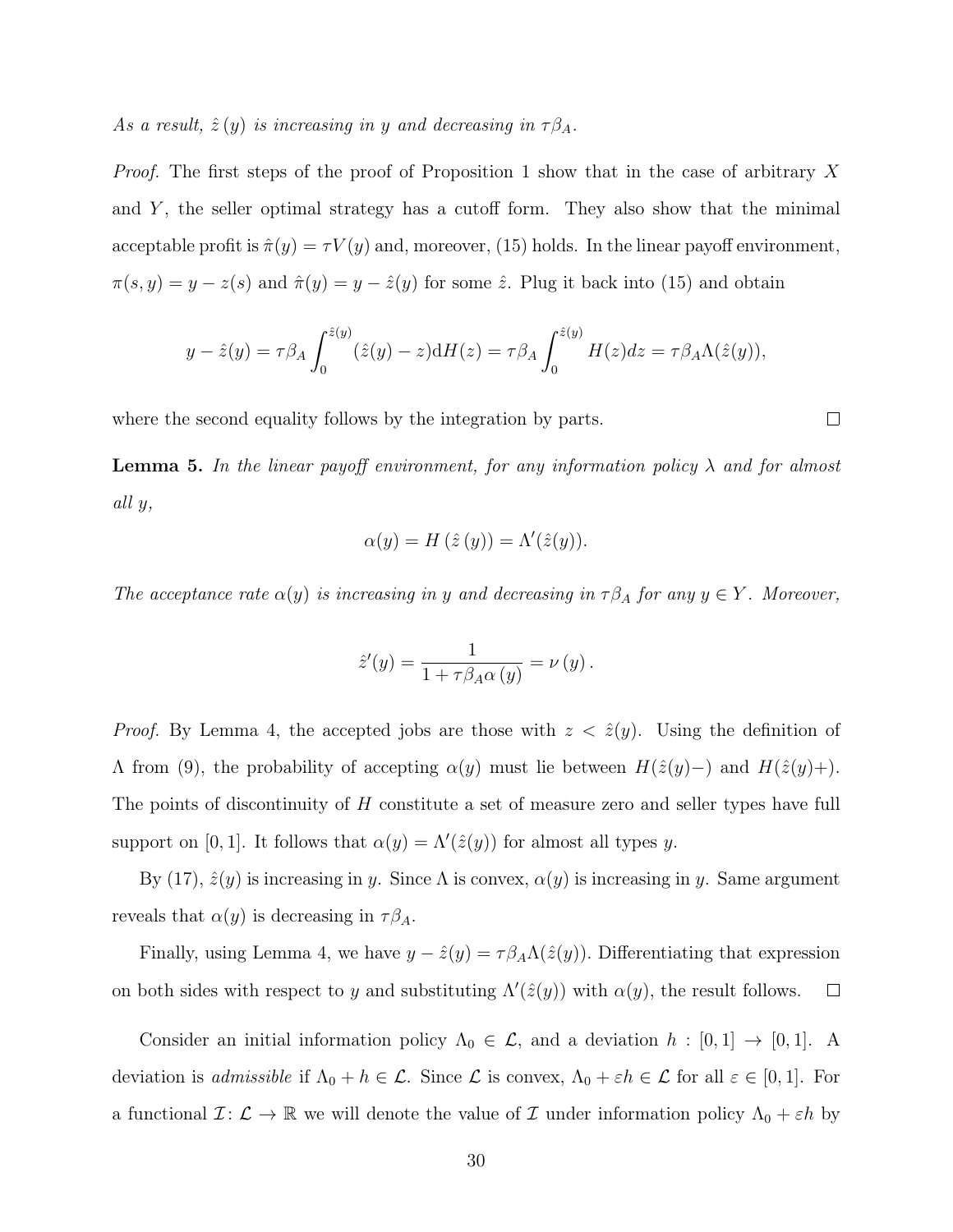*As a result,* $\hat{z}(y)$ *is increasing in* $y$ *and decreasing in* $\tau\beta_A$.

*Proof.* The first steps of the proof of Proposition 1 show that in the case of arbitrary $X$ and $Y$, the seller optimal strategy has a cutoff form. They also show that the minimal acceptable profit is $\hat{\pi}(y) = \tau V(y)$ and, moreover, (15) holds. In the linear payoff environment, $\pi(s, y) = y - z(s)$ and $\hat{\pi}(y) = y - \hat{z}(y)$ for some $\hat{z}$. Plug it back into (15) and obtain

$$y - \hat{z}(y) = \tau\beta_A \int_0^{\hat{z}(y)} (\hat{z}(y) - z)\mathrm{d}H(z) = \tau\beta_A \int_0^{\hat{z}(y)} H(z)dz = \tau\beta_A \Lambda(\hat{z}(y)),$$

where the second equality follows by the integration by parts. $\square$

**Lemma 5.** *In the linear payoff environment, for any information policy* $\lambda$ *and for almost all* $y$,

$$\alpha(y) = H\left(\hat{z}\left(y\right)\right) = \Lambda'(\hat{z}(y)).$$

*The acceptance rate* $\alpha(y)$ *is increasing in* $y$ *and decreasing in* $\tau\beta_A$ *for any* $y \in Y$. *Moreover,*

$$\hat{z}'(y) = \frac{1}{1 + \tau\beta_A \alpha\left(y\right)} = \nu\left(y\right).$$

*Proof.* By Lemma 4, the accepted jobs are those with $z < \hat{z}(y)$. Using the definition of $\Lambda$ from (9), the probability of accepting $\alpha(y)$ must lie between $H(\hat{z}(y)-)$ and $H(\hat{z}(y)+)$. The points of discontinuity of $H$ constitute a set of measure zero and seller types have full support on $[0, 1]$. It follows that $\alpha(y) = \Lambda'(\hat{z}(y))$ for almost all types $y$.

By (17), $\hat{z}(y)$ is increasing in $y$. Since $\Lambda$ is convex, $\alpha(y)$ is increasing in $y$. Same argument reveals that $\alpha(y)$ is decreasing in $\tau\beta_A$.

Finally, using Lemma 4, we have $y - \hat{z}(y) = \tau\beta_A\Lambda(\hat{z}(y))$. Differentiating that expression on both sides with respect to $y$ and substituting $\Lambda'(\hat{z}(y))$ with $\alpha(y)$, the result follows. $\square$

Consider an initial information policy $\Lambda_0 \in \mathcal{L}$, and a deviation $h : [0, 1] \to [0, 1]$. A deviation is *admissible* if $\Lambda_0 + h \in \mathcal{L}$. Since $\mathcal{L}$ is convex, $\Lambda_0 + \varepsilon h \in \mathcal{L}$ for all $\varepsilon \in [0, 1]$. For a functional $\mathcal{I} \colon \mathcal{L} \to \mathbb{R}$ we will denote the value of $\mathcal{I}$ under information policy $\Lambda_0 + \varepsilon h$ by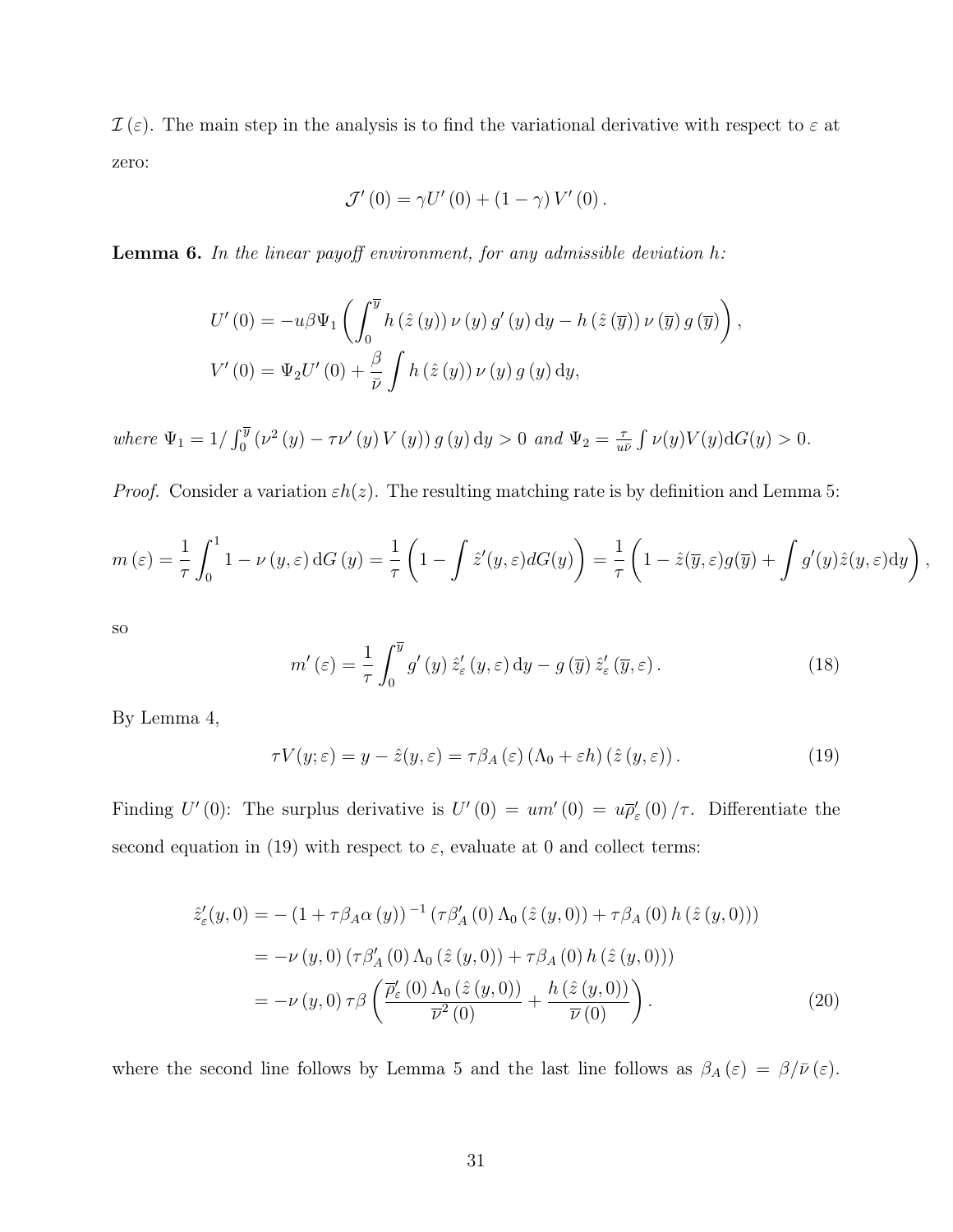$\mathcal{I}(\varepsilon)$. The main step in the analysis is to find the variational derivative with respect to $\varepsilon$ at zero:

$$\mathcal{J}'(0) = \gamma U'(0) + (1-\gamma) V'(0).$$

**Lemma 6.** *In the linear payoff environment, for any admissible deviation $h$:*

$$U'(0) = -u\beta\Psi_1 \left( \int_0^{\overline{y}} h(\hat{z}(y))\,\nu(y)\,g'(y)\,\mathrm{d}y - h(\hat{z}(\overline{y}))\,\nu(\overline{y})\,g(\overline{y}) \right),$$

$$V'(0) = \Psi_2 U'(0) + \frac{\beta}{\bar{\nu}} \int h(\hat{z}(y))\,\nu(y)\,g(y)\,\mathrm{d}y,$$

*where $\Psi_1 = 1/\int_0^{\overline{y}} \left(\nu^2(y) - \tau\nu'(y)\,V(y)\right) g(y)\,\mathrm{d}y > 0$ and $\Psi_2 = \frac{\tau}{u\bar{\nu}} \int \nu(y)V(y)\mathrm{d}G(y) > 0$.*

*Proof.* Consider a variation $\varepsilon h(z)$. The resulting matching rate is by definition and Lemma 5:

$$m(\varepsilon) = \frac{1}{\tau}\int_0^1 1 - \nu(y,\varepsilon)\,\mathrm{d}G(y) = \frac{1}{\tau}\left(1 - \int \hat{z}'(y,\varepsilon)dG(y)\right) = \frac{1}{\tau}\left(1 - \hat{z}(\overline{y},\varepsilon)g(\overline{y}) + \int g'(y)\hat{z}(y,\varepsilon)\mathrm{d}y\right),$$

so

$$m'(\varepsilon) = \frac{1}{\tau}\int_0^{\overline{y}} g'(y)\,\hat{z}'_\varepsilon(y,\varepsilon)\,\mathrm{d}y - g(\overline{y})\,\hat{z}'_\varepsilon(\overline{y},\varepsilon). \tag{18}$$

By Lemma 4,

$$\tau V(y;\varepsilon) = y - \hat{z}(y,\varepsilon) = \tau\beta_A(\varepsilon)\left(\Lambda_0 + \varepsilon h\right)(\hat{z}(y,\varepsilon)). \tag{19}$$

Finding $U'(0)$: The surplus derivative is $U'(0) = um'(0) = u\overline{\rho}'_\varepsilon(0)/\tau$. Differentiate the second equation in (19) with respect to $\varepsilon$, evaluate at 0 and collect terms:

$$\begin{aligned}
\hat{z}'_\varepsilon(y,0) &= -\left(1 + \tau\beta_A\alpha(y)\right)^{-1}\left(\tau\beta'_A(0)\,\Lambda_0(\hat{z}(y,0)) + \tau\beta_A(0)\,h(\hat{z}(y,0))\right) \\
&= -\nu(y,0)\left(\tau\beta'_A(0)\,\Lambda_0(\hat{z}(y,0)) + \tau\beta_A(0)\,h(\hat{z}(y,0))\right) \\
&= -\nu(y,0)\,\tau\beta\left(\frac{\overline{\rho}'_\varepsilon(0)\,\Lambda_0(\hat{z}(y,0))}{\overline{\nu}^2(0)} + \frac{h(\hat{z}(y,0))}{\overline{\nu}(0)}\right).
\end{aligned} \tag{20}$$

where the second line follows by Lemma 5 and the last line follows as $\beta_A(\varepsilon) = \beta/\bar{\nu}(\varepsilon)$.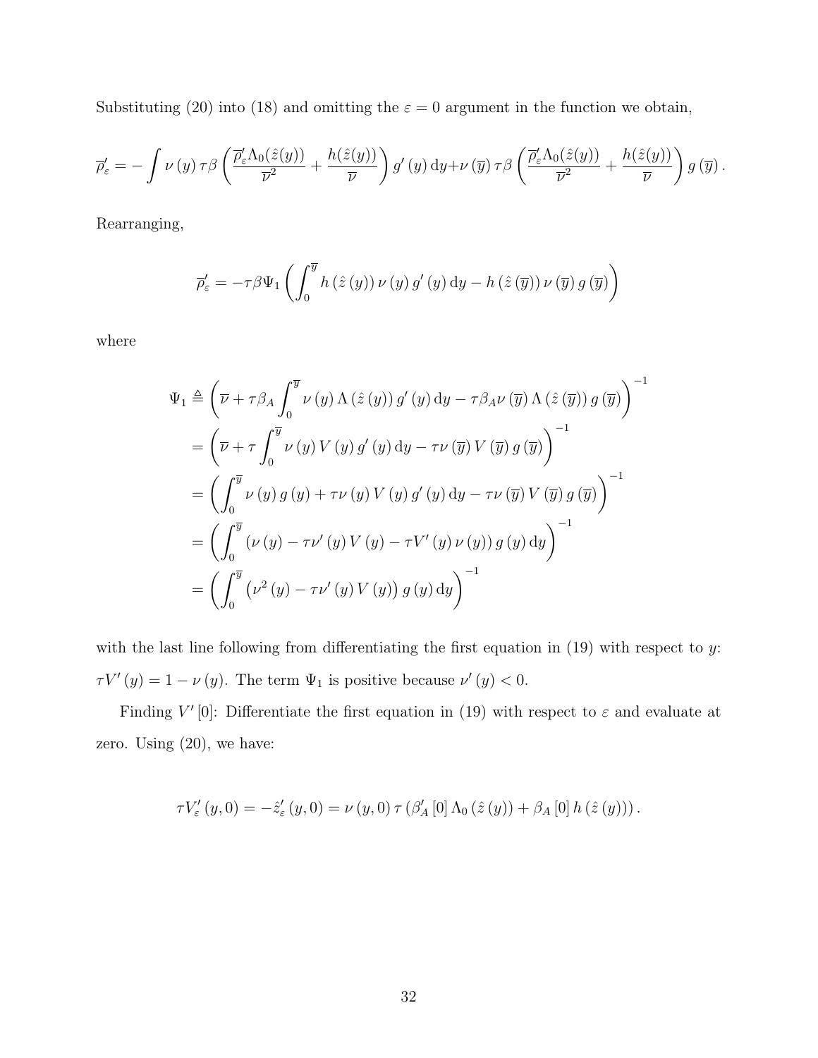Substituting (20) into (18) and omitting the $\varepsilon = 0$ argument in the function we obtain,

$$\overline{\rho}'_{\varepsilon} = -\int \nu\left(y\right)\tau\beta\left(\frac{\overline{\rho}'_{\varepsilon}\Lambda_{0}(\hat{z}(y))}{\overline{\nu}^{2}} + \frac{h(\hat{z}(y))}{\overline{\nu}}\right)g'\left(y\right)\mathrm{d}y + \nu\left(\overline{y}\right)\tau\beta\left(\frac{\overline{\rho}'_{\varepsilon}\Lambda_{0}(\hat{z}(y))}{\overline{\nu}^{2}} + \frac{h(\hat{z}(y))}{\overline{\nu}}\right)g\left(\overline{y}\right).$$

Rearranging,

$$\overline{\rho}'_{\varepsilon} = -\tau\beta\Psi_{1}\left(\int_{0}^{\overline{y}} h\left(\hat{z}\left(y\right)\right)\nu\left(y\right)g'\left(y\right)\mathrm{d}y - h\left(\hat{z}\left(\overline{y}\right)\right)\nu\left(\overline{y}\right)g\left(\overline{y}\right)\right)$$

where

$$\begin{aligned}
\Psi_{1} &\triangleq \left(\overline{\nu} + \tau\beta_{A}\int_{0}^{\overline{y}}\nu\left(y\right)\Lambda\left(\hat{z}\left(y\right)\right)g'\left(y\right)\mathrm{d}y - \tau\beta_{A}\nu\left(\overline{y}\right)\Lambda\left(\hat{z}\left(\overline{y}\right)\right)g\left(\overline{y}\right)\right)^{-1} \\
&= \left(\overline{\nu} + \tau\int_{0}^{\overline{y}}\nu\left(y\right)V\left(y\right)g'\left(y\right)\mathrm{d}y - \tau\nu\left(\overline{y}\right)V\left(\overline{y}\right)g\left(\overline{y}\right)\right)^{-1} \\
&= \left(\int_{0}^{\overline{y}}\nu\left(y\right)g\left(y\right) + \tau\nu\left(y\right)V\left(y\right)g'\left(y\right)\mathrm{d}y - \tau\nu\left(\overline{y}\right)V\left(\overline{y}\right)g\left(\overline{y}\right)\right)^{-1} \\
&= \left(\int_{0}^{\overline{y}}\left(\nu\left(y\right) - \tau\nu'\left(y\right)V\left(y\right) - \tau V'\left(y\right)\nu\left(y\right)\right)g\left(y\right)\mathrm{d}y\right)^{-1} \\
&= \left(\int_{0}^{\overline{y}}\left(\nu^{2}\left(y\right) - \tau\nu'\left(y\right)V\left(y\right)\right)g\left(y\right)\mathrm{d}y\right)^{-1}
\end{aligned}$$

with the last line following from differentiating the first equation in (19) with respect to $y$: $\tau V'\left(y\right) = 1 - \nu\left(y\right)$. The term $\Psi_{1}$ is positive because $\nu'\left(y\right) < 0$.

Finding $V'[0]$: Differentiate the first equation in (19) with respect to $\varepsilon$ and evaluate at zero. Using (20), we have:

$$\tau V'_{\varepsilon}\left(y,0\right) = -\hat{z}'_{\varepsilon}\left(y,0\right) = \nu\left(y,0\right)\tau\left(\beta'_{A}\left[0\right]\Lambda_{0}\left(\hat{z}\left(y\right)\right) + \beta_{A}\left[0\right]h\left(\hat{z}\left(y\right)\right)\right).$$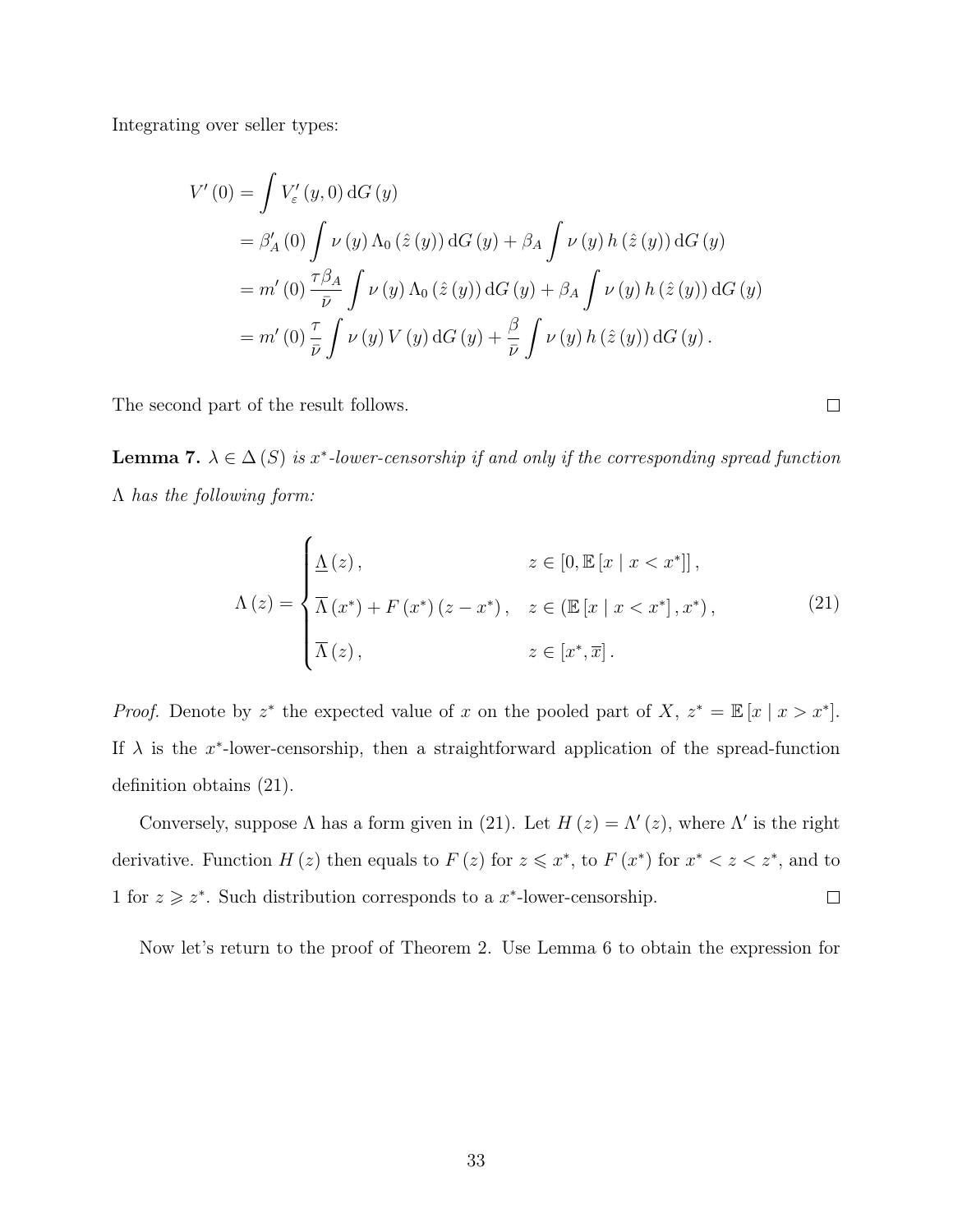Integrating over seller types:

$$
\begin{aligned}
V'(0) &= \int V'_{\varepsilon}(y,0)\, \mathrm{d}G(y) \\
&= \beta'_A(0) \int \nu(y)\, \Lambda_0(\hat{z}(y))\, \mathrm{d}G(y) + \beta_A \int \nu(y)\, h(\hat{z}(y))\, \mathrm{d}G(y) \\
&= m'(0)\, \frac{\tau \beta_A}{\bar{\nu}} \int \nu(y)\, \Lambda_0(\hat{z}(y))\, \mathrm{d}G(y) + \beta_A \int \nu(y)\, h(\hat{z}(y))\, \mathrm{d}G(y) \\
&= m'(0)\, \frac{\tau}{\bar{\nu}} \int \nu(y)\, V(y)\, \mathrm{d}G(y) + \frac{\beta}{\bar{\nu}} \int \nu(y)\, h(\hat{z}(y))\, \mathrm{d}G(y).
\end{aligned}
$$

The second part of the result follows. ∎

**Lemma 7.** *$\lambda \in \Delta(S)$ is $x^*$-lower-censorship if and only if the corresponding spread function $\Lambda$ has the following form:*

$$
\Lambda(z) = \begin{cases} \underline{\Lambda}(z), & z \in [0, \mathbb{E}[x \mid x < x^*]], \\ \overline{\Lambda}(x^*) + F(x^*)(z - x^*), & z \in (\mathbb{E}[x \mid x < x^*], x^*), \\ \overline{\Lambda}(z), & z \in [x^*, \overline{x}]. \end{cases} \tag{21}
$$

*Proof.* Denote by $z^*$ the expected value of $x$ on the pooled part of $X$, $z^* = \mathbb{E}[x \mid x > x^*]$. If $\lambda$ is the $x^*$-lower-censorship, then a straightforward application of the spread-function definition obtains (21).

Conversely, suppose $\Lambda$ has a form given in (21). Let $H(z) = \Lambda'(z)$, where $\Lambda'$ is the right derivative. Function $H(z)$ then equals to $F(z)$ for $z \leqslant x^*$, to $F(x^*)$ for $x^* < z < z^*$, and to 1 for $z \geqslant z^*$. Such distribution corresponds to a $x^*$-lower-censorship. ∎

Now let's return to the proof of Theorem 2. Use Lemma 6 to obtain the expression for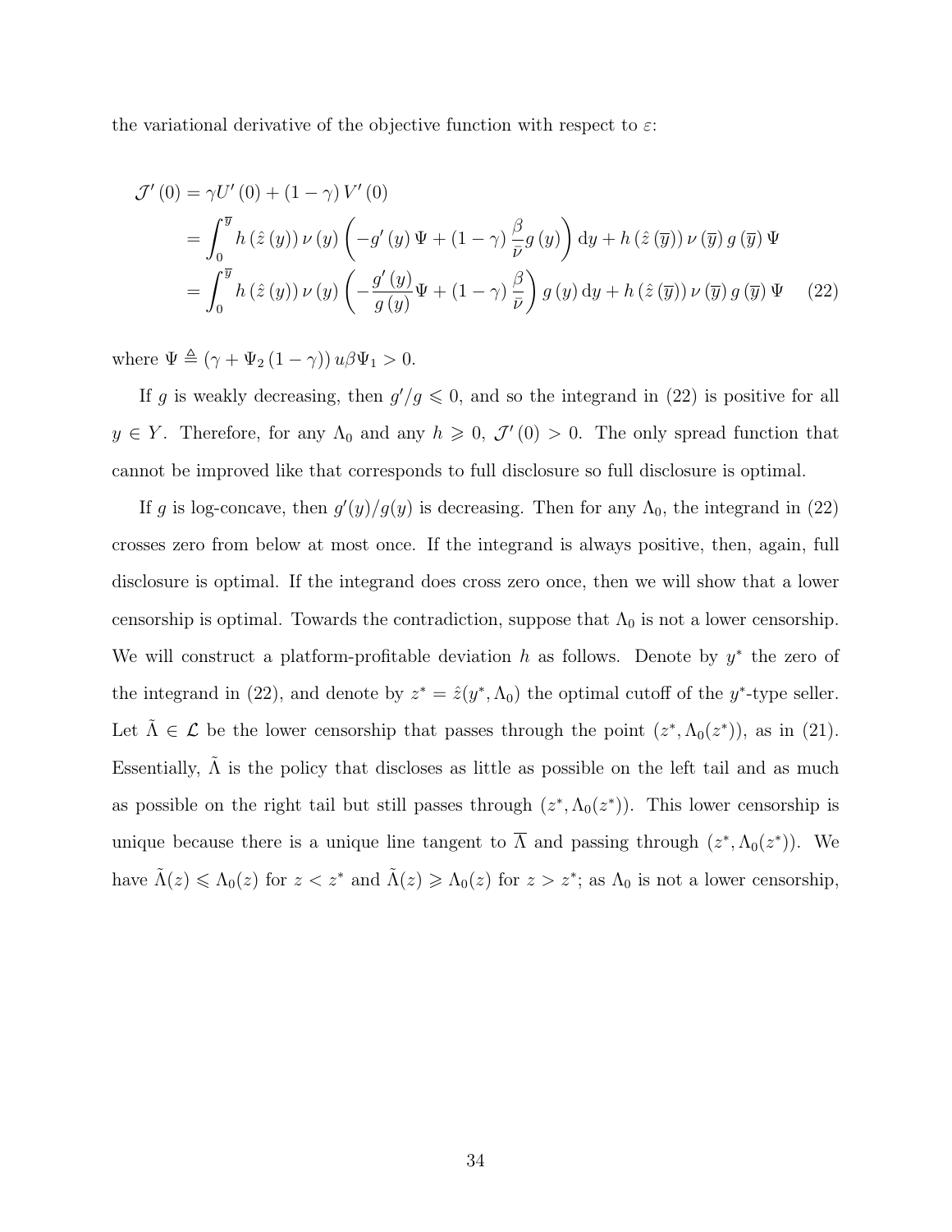the variational derivative of the objective function with respect to $\varepsilon$:

$$
\begin{aligned}
\mathcal{J}'(0) &= \gamma U'(0) + (1-\gamma) V'(0) \\
&= \int_0^{\overline{y}} h(\hat{z}(y))\, \nu(y) \left( -g'(y)\, \Psi + (1-\gamma) \frac{\beta}{\bar{\nu}} g(y) \right) \mathrm{d}y + h(\hat{z}(\overline{y}))\, \nu(\overline{y})\, g(\overline{y})\, \Psi \\
&= \int_0^{\overline{y}} h(\hat{z}(y))\, \nu(y) \left( -\frac{g'(y)}{g(y)} \Psi + (1-\gamma) \frac{\beta}{\bar{\nu}} \right) g(y)\, \mathrm{d}y + h(\hat{z}(\overline{y}))\, \nu(\overline{y})\, g(\overline{y})\, \Psi \qquad (22)
\end{aligned}
$$

where $\Psi \triangleq (\gamma + \Psi_2(1-\gamma))\, u\beta\Psi_1 > 0$.

If $g$ is weakly decreasing, then $g'/g \leqslant 0$, and so the integrand in (22) is positive for all $y \in Y$. Therefore, for any $\Lambda_0$ and any $h \geqslant 0$, $\mathcal{J}'(0) > 0$. The only spread function that cannot be improved like that corresponds to full disclosure so full disclosure is optimal.

If $g$ is log-concave, then $g'(y)/g(y)$ is decreasing. Then for any $\Lambda_0$, the integrand in (22) crosses zero from below at most once. If the integrand is always positive, then, again, full disclosure is optimal. If the integrand does cross zero once, then we will show that a lower censorship is optimal. Towards the contradiction, suppose that $\Lambda_0$ is not a lower censorship. We will construct a platform-profitable deviation $h$ as follows. Denote by $y^*$ the zero of the integrand in (22), and denote by $z^* = \hat{z}(y^*, \Lambda_0)$ the optimal cutoff of the $y^*$-type seller. Let $\tilde{\Lambda} \in \mathcal{L}$ be the lower censorship that passes through the point $(z^*, \Lambda_0(z^*))$, as in (21). Essentially, $\tilde{\Lambda}$ is the policy that discloses as little as possible on the left tail and as much as possible on the right tail but still passes through $(z^*, \Lambda_0(z^*))$. This lower censorship is unique because there is a unique line tangent to $\overline{\Lambda}$ and passing through $(z^*, \Lambda_0(z^*))$. We have $\tilde{\Lambda}(z) \leqslant \Lambda_0(z)$ for $z < z^*$ and $\tilde{\Lambda}(z) \geqslant \Lambda_0(z)$ for $z > z^*$; as $\Lambda_0$ is not a lower censorship,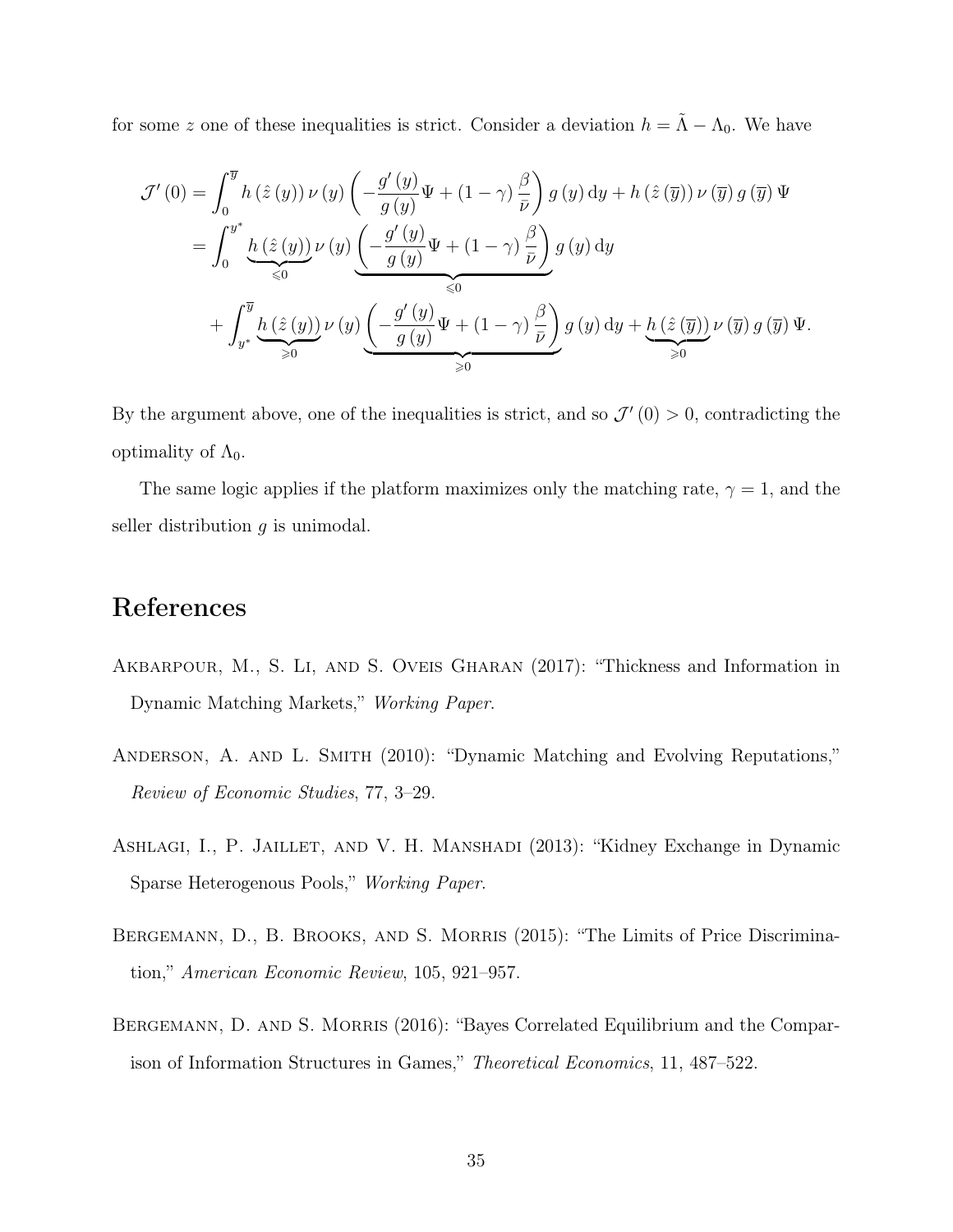for some $z$ one of these inequalities is strict. Consider a deviation $h = \tilde{\Lambda} - \Lambda_0$. We have

$$
\begin{aligned}
\mathcal{J}'(0) &= \int_0^{\overline{y}} h(\hat{z}(y))\,\nu(y)\left(-\frac{g'(y)}{g(y)}\Psi + (1-\gamma)\frac{\beta}{\bar{\nu}}\right) g(y)\,\mathrm{d}y + h(\hat{z}(\overline{y}))\,\nu(\overline{y})\,g(\overline{y})\,\Psi \\
&= \int_0^{y^*} \underbrace{h(\hat{z}(y))}_{\leqslant 0}\,\nu(y)\underbrace{\left(-\frac{g'(y)}{g(y)}\Psi + (1-\gamma)\frac{\beta}{\bar{\nu}}\right)}_{\leqslant 0} g(y)\,\mathrm{d}y \\
&\quad + \int_{y^*}^{\overline{y}} \underbrace{h(\hat{z}(y))}_{\geqslant 0}\,\nu(y)\underbrace{\left(-\frac{g'(y)}{g(y)}\Psi + (1-\gamma)\frac{\beta}{\bar{\nu}}\right)}_{\geqslant 0} g(y)\,\mathrm{d}y + \underbrace{h(\hat{z}(\overline{y}))}_{\geqslant 0}\,\nu(\overline{y})\,g(\overline{y})\,\Psi.
\end{aligned}
$$

By the argument above, one of the inequalities is strict, and so $\mathcal{J}'(0) > 0$, contradicting the optimality of $\Lambda_0$.

The same logic applies if the platform maximizes only the matching rate, $\gamma = 1$, and the seller distribution $g$ is unimodal.

# References

Akbarpour, M., S. Li, and S. Oveis Gharan (2017): "Thickness and Information in Dynamic Matching Markets," *Working Paper*.

Anderson, A. and L. Smith (2010): "Dynamic Matching and Evolving Reputations," *Review of Economic Studies*, 77, 3–29.

Ashlagi, I., P. Jaillet, and V. H. Manshadi (2013): "Kidney Exchange in Dynamic Sparse Heterogenous Pools," *Working Paper*.

Bergemann, D., B. Brooks, and S. Morris (2015): "The Limits of Price Discrimination," *American Economic Review*, 105, 921–957.

Bergemann, D. and S. Morris (2016): "Bayes Correlated Equilibrium and the Comparison of Information Structures in Games," *Theoretical Economics*, 11, 487–522.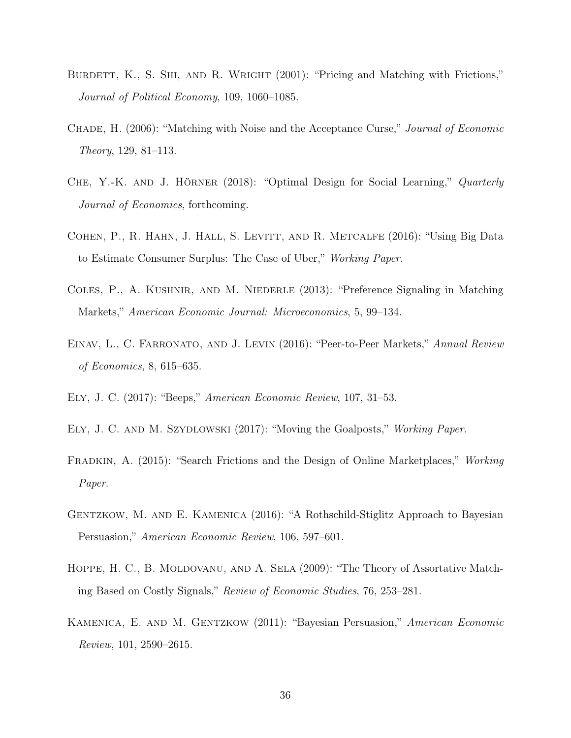Burdett, K., S. Shi, and R. Wright (2001): "Pricing and Matching with Frictions," *Journal of Political Economy*, 109, 1060–1085.

Chade, H. (2006): "Matching with Noise and the Acceptance Curse," *Journal of Economic Theory*, 129, 81–113.

Che, Y.-K. and J. Hörner (2018): "Optimal Design for Social Learning," *Quarterly Journal of Economics*, forthcoming.

Cohen, P., R. Hahn, J. Hall, S. Levitt, and R. Metcalfe (2016): "Using Big Data to Estimate Consumer Surplus: The Case of Uber," *Working Paper*.

Coles, P., A. Kushnir, and M. Niederle (2013): "Preference Signaling in Matching Markets," *American Economic Journal: Microeconomics*, 5, 99–134.

Einav, L., C. Farronato, and J. Levin (2016): "Peer-to-Peer Markets," *Annual Review of Economics*, 8, 615–635.

Ely, J. C. (2017): "Beeps," *American Economic Review*, 107, 31–53.

Ely, J. C. and M. Szydlowski (2017): "Moving the Goalposts," *Working Paper*.

Fradkin, A. (2015): "Search Frictions and the Design of Online Marketplaces," *Working Paper*.

Gentzkow, M. and E. Kamenica (2016): "A Rothschild-Stiglitz Approach to Bayesian Persuasion," *American Economic Review*, 106, 597–601.

Hoppe, H. C., B. Moldovanu, and A. Sela (2009): "The Theory of Assortative Matching Based on Costly Signals," *Review of Economic Studies*, 76, 253–281.

Kamenica, E. and M. Gentzkow (2011): "Bayesian Persuasion," *American Economic Review*, 101, 2590–2615.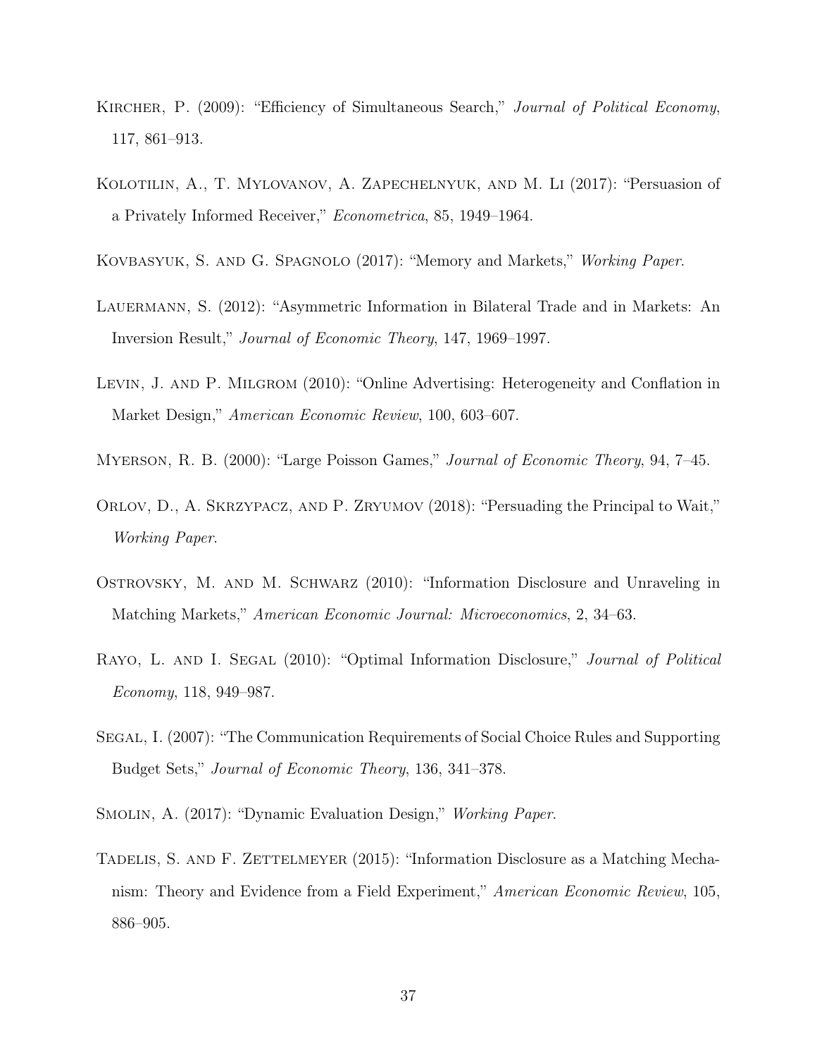Kircher, P. (2009): "Efficiency of Simultaneous Search," *Journal of Political Economy*, 117, 861–913.

Kolotilin, A., T. Mylovanov, A. Zapechelnyuk, and M. Li (2017): "Persuasion of a Privately Informed Receiver," *Econometrica*, 85, 1949–1964.

Kovbasyuk, S. and G. Spagnolo (2017): "Memory and Markets," *Working Paper*.

Lauermann, S. (2012): "Asymmetric Information in Bilateral Trade and in Markets: An Inversion Result," *Journal of Economic Theory*, 147, 1969–1997.

Levin, J. and P. Milgrom (2010): "Online Advertising: Heterogeneity and Conflation in Market Design," *American Economic Review*, 100, 603–607.

Myerson, R. B. (2000): "Large Poisson Games," *Journal of Economic Theory*, 94, 7–45.

Orlov, D., A. Skrzypacz, and P. Zryumov (2018): "Persuading the Principal to Wait," *Working Paper*.

Ostrovsky, M. and M. Schwarz (2010): "Information Disclosure and Unraveling in Matching Markets," *American Economic Journal: Microeconomics*, 2, 34–63.

Rayo, L. and I. Segal (2010): "Optimal Information Disclosure," *Journal of Political Economy*, 118, 949–987.

Segal, I. (2007): "The Communication Requirements of Social Choice Rules and Supporting Budget Sets," *Journal of Economic Theory*, 136, 341–378.

Smolin, A. (2017): "Dynamic Evaluation Design," *Working Paper*.

Tadelis, S. and F. Zettelmeyer (2015): "Information Disclosure as a Matching Mechanism: Theory and Evidence from a Field Experiment," *American Economic Review*, 105, 886–905.